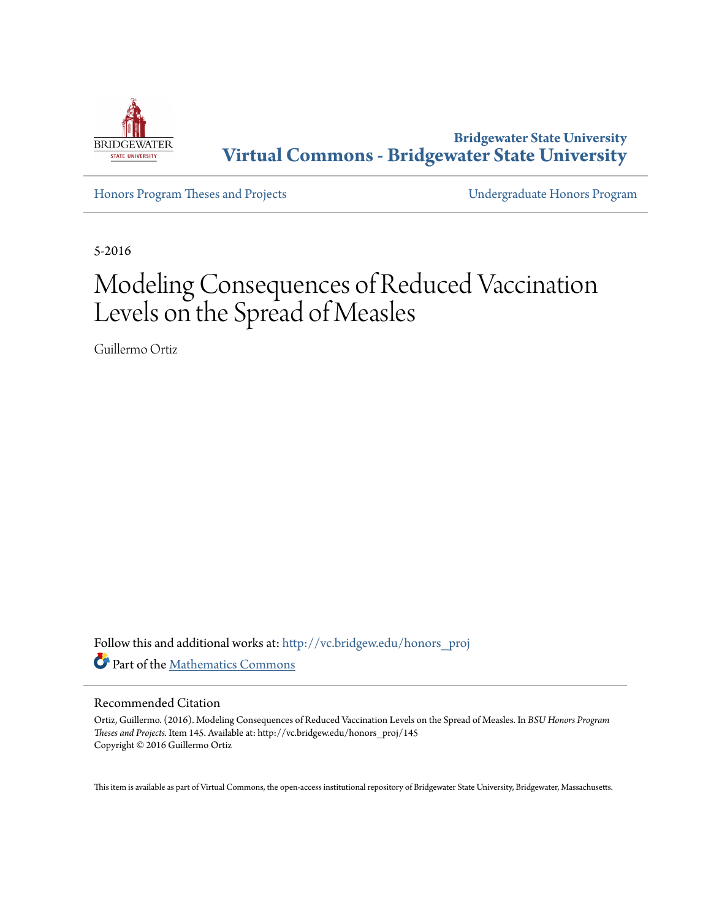Bridgewater State University

**Virtual Commons - Bridgewater State University**

Honors Program Theses and Projects — Undergraduate Honors Program

5-2016

# Modeling Consequences of Reduced Vaccination Levels on the Spread of Measles

Guillermo Ortiz

Follow this and additional works at: http://vc.bridgew.edu/honors_proj

Part of the Mathematics Commons

## Recommended Citation

Ortiz, Guillermo. (2016). Modeling Consequences of Reduced Vaccination Levels on the Spread of Measles. In *BSU Honors Program Theses and Projects.* Item 145. Available at: http://vc.bridgew.edu/honors_proj/145
Copyright © 2016 Guillermo Ortiz

This item is available as part of Virtual Commons, the open-access institutional repository of Bridgewater State University, Bridgewater, Massachusetts.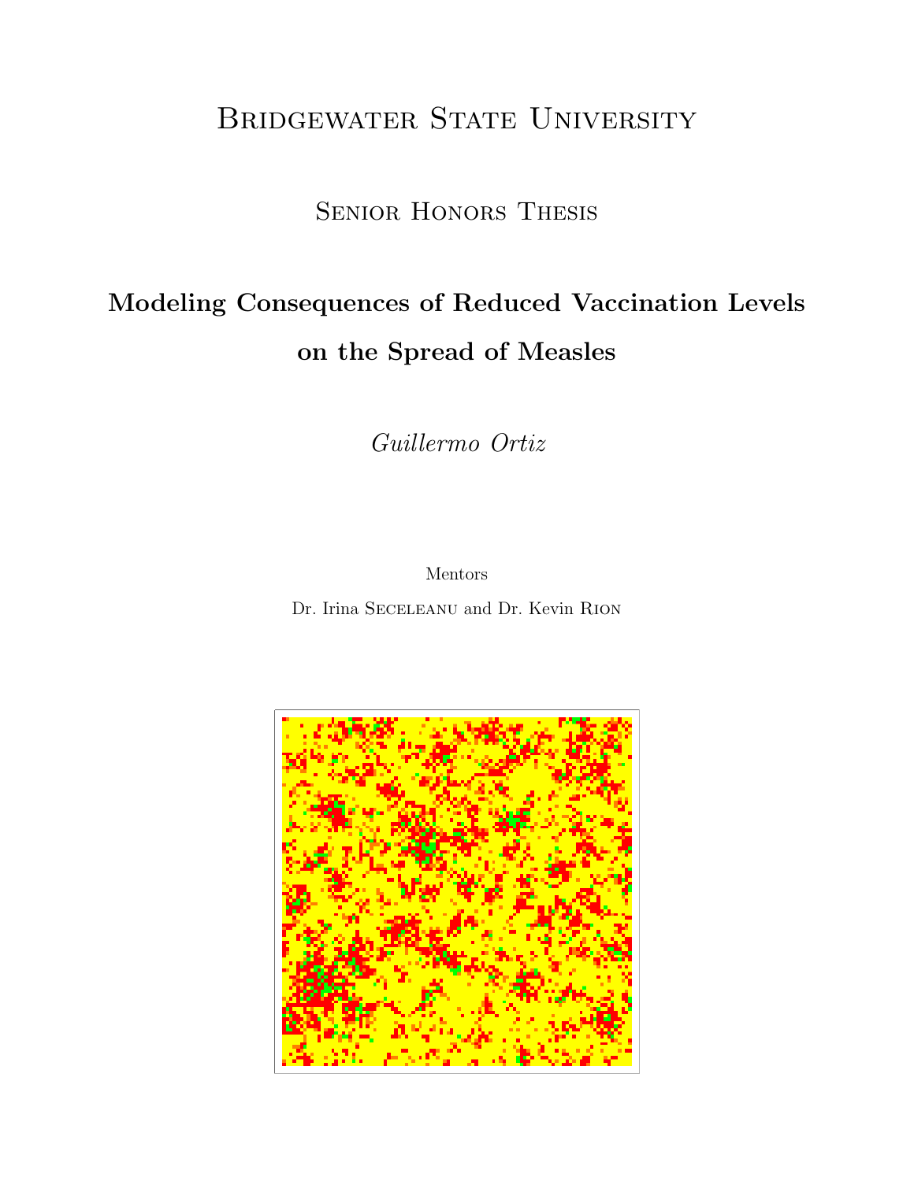# Bridgewater State University

## Senior Honors Thesis

## Modeling Consequences of Reduced Vaccination Levels on the Spread of Measles

*Guillermo Ortiz*

Mentors

Dr. Irina Seceleanu and Dr. Kevin Rion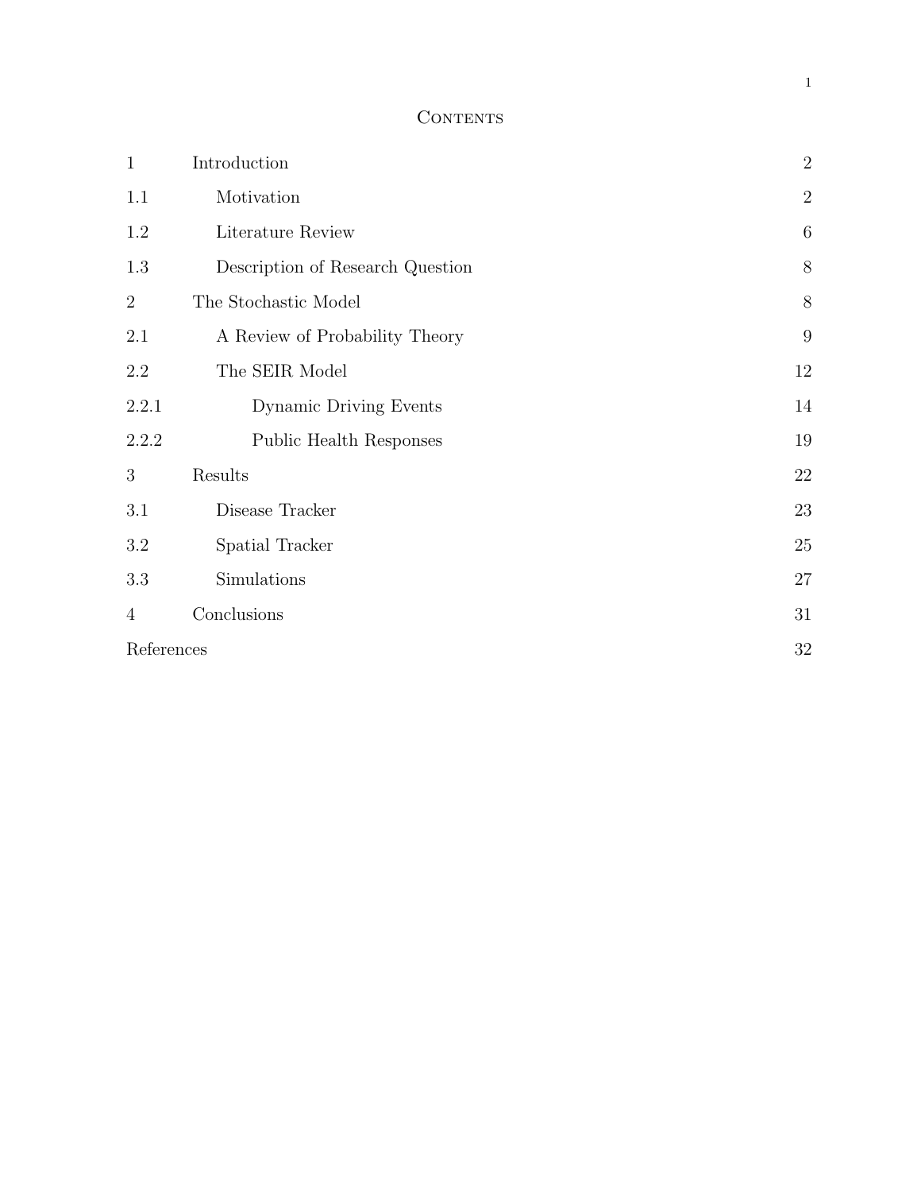# Contents

| | | |
|---|---|---|
| 1 | Introduction | 2 |
| 1.1 | Motivation | 2 |
| 1.2 | Literature Review | 6 |
| 1.3 | Description of Research Question | 8 |
| 2 | The Stochastic Model | 8 |
| 2.1 | A Review of Probability Theory | 9 |
| 2.2 | The SEIR Model | 12 |
| 2.2.1 | Dynamic Driving Events | 14 |
| 2.2.2 | Public Health Responses | 19 |
| 3 | Results | 22 |
| 3.1 | Disease Tracker | 23 |
| 3.2 | Spatial Tracker | 25 |
| 3.3 | Simulations | 27 |
| 4 | Conclusions | 31 |
| References | | 32 |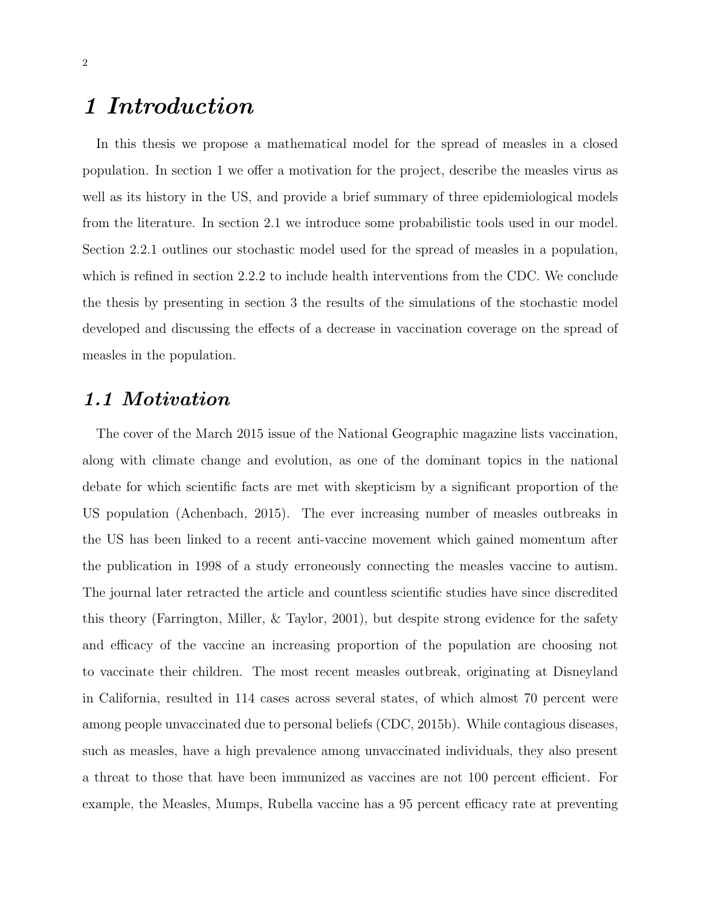# 1 Introduction

In this thesis we propose a mathematical model for the spread of measles in a closed population. In section 1 we offer a motivation for the project, describe the measles virus as well as its history in the US, and provide a brief summary of three epidemiological models from the literature. In section 2.1 we introduce some probabilistic tools used in our model. Section 2.2.1 outlines our stochastic model used for the spread of measles in a population, which is refined in section 2.2.2 to include health interventions from the CDC. We conclude the thesis by presenting in section 3 the results of the simulations of the stochastic model developed and discussing the effects of a decrease in vaccination coverage on the spread of measles in the population.

## 1.1 Motivation

The cover of the March 2015 issue of the National Geographic magazine lists vaccination, along with climate change and evolution, as one of the dominant topics in the national debate for which scientific facts are met with skepticism by a significant proportion of the US population (Achenbach, 2015). The ever increasing number of measles outbreaks in the US has been linked to a recent anti-vaccine movement which gained momentum after the publication in 1998 of a study erroneously connecting the measles vaccine to autism. The journal later retracted the article and countless scientific studies have since discredited this theory (Farrington, Miller, & Taylor, 2001), but despite strong evidence for the safety and efficacy of the vaccine an increasing proportion of the population are choosing not to vaccinate their children. The most recent measles outbreak, originating at Disneyland in California, resulted in 114 cases across several states, of which almost 70 percent were among people unvaccinated due to personal beliefs (CDC, 2015b). While contagious diseases, such as measles, have a high prevalence among unvaccinated individuals, they also present a threat to those that have been immunized as vaccines are not 100 percent efficient. For example, the Measles, Mumps, Rubella vaccine has a 95 percent efficacy rate at preventing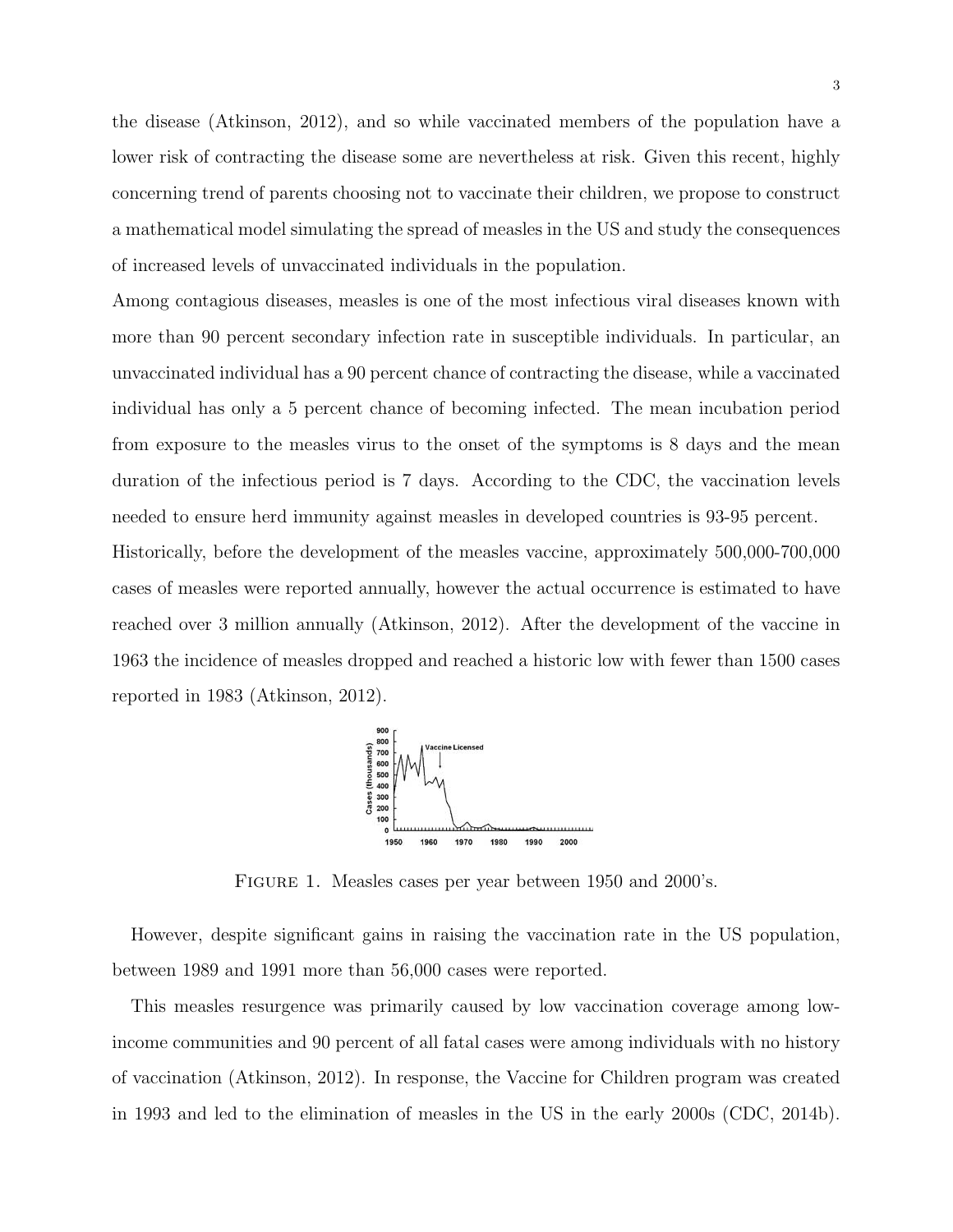the disease (Atkinson, 2012), and so while vaccinated members of the population have a lower risk of contracting the disease some are nevertheless at risk. Given this recent, highly concerning trend of parents choosing not to vaccinate their children, we propose to construct a mathematical model simulating the spread of measles in the US and study the consequences of increased levels of unvaccinated individuals in the population.

Among contagious diseases, measles is one of the most infectious viral diseases known with more than 90 percent secondary infection rate in susceptible individuals. In particular, an unvaccinated individual has a 90 percent chance of contracting the disease, while a vaccinated individual has only a 5 percent chance of becoming infected. The mean incubation period from exposure to the measles virus to the onset of the symptoms is 8 days and the mean duration of the infectious period is 7 days. According to the CDC, the vaccination levels needed to ensure herd immunity against measles in developed countries is 93-95 percent.

Historically, before the development of the measles vaccine, approximately 500,000-700,000 cases of measles were reported annually, however the actual occurrence is estimated to have reached over 3 million annually (Atkinson, 2012). After the development of the vaccine in 1963 the incidence of measles dropped and reached a historic low with fewer than 1500 cases reported in 1983 (Atkinson, 2012).

FIGURE 1. Measles cases per year between 1950 and 2000's.

However, despite significant gains in raising the vaccination rate in the US population, between 1989 and 1991 more than 56,000 cases were reported.

This measles resurgence was primarily caused by low vaccination coverage among low-income communities and 90 percent of all fatal cases were among individuals with no history of vaccination (Atkinson, 2012). In response, the Vaccine for Children program was created in 1993 and led to the elimination of measles in the US in the early 2000s (CDC, 2014b).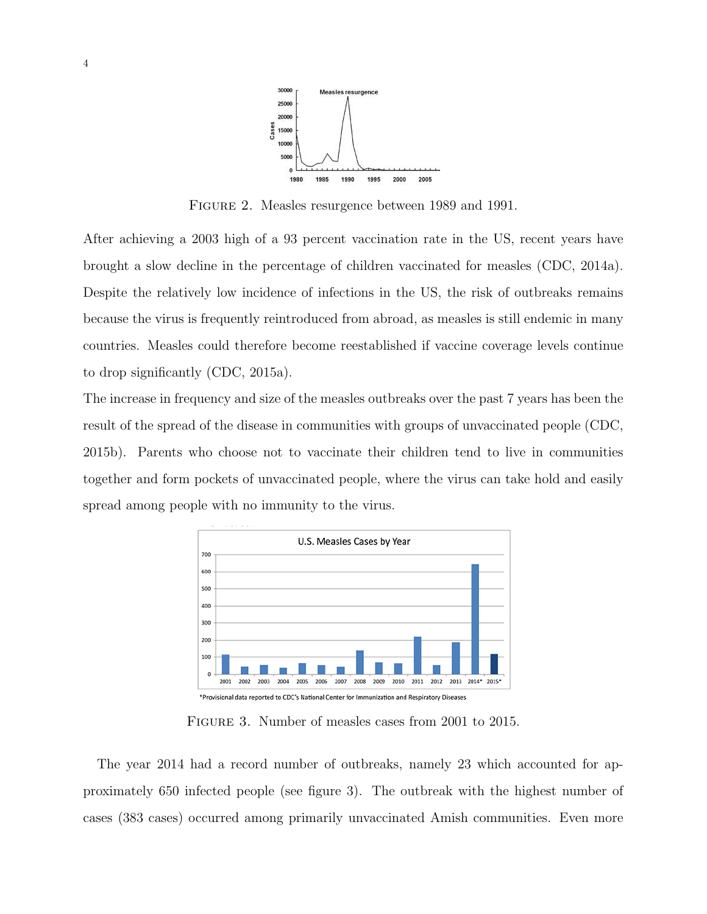FIGURE 2. Measles resurgence between 1989 and 1991.

After achieving a 2003 high of a 93 percent vaccination rate in the US, recent years have brought a slow decline in the percentage of children vaccinated for measles (CDC, 2014a). Despite the relatively low incidence of infections in the US, the risk of outbreaks remains because the virus is frequently reintroduced from abroad, as measles is still endemic in many countries. Measles could therefore become reestablished if vaccine coverage levels continue to drop significantly (CDC, 2015a).

The increase in frequency and size of the measles outbreaks over the past 7 years has been the result of the spread of the disease in communities with groups of unvaccinated people (CDC, 2015b). Parents who choose not to vaccinate their children tend to live in communities together and form pockets of unvaccinated people, where the virus can take hold and easily spread among people with no immunity to the virus.

FIGURE 3. Number of measles cases from 2001 to 2015.

The year 2014 had a record number of outbreaks, namely 23 which accounted for approximately 650 infected people (see figure 3). The outbreak with the highest number of cases (383 cases) occurred among primarily unvaccinated Amish communities. Even more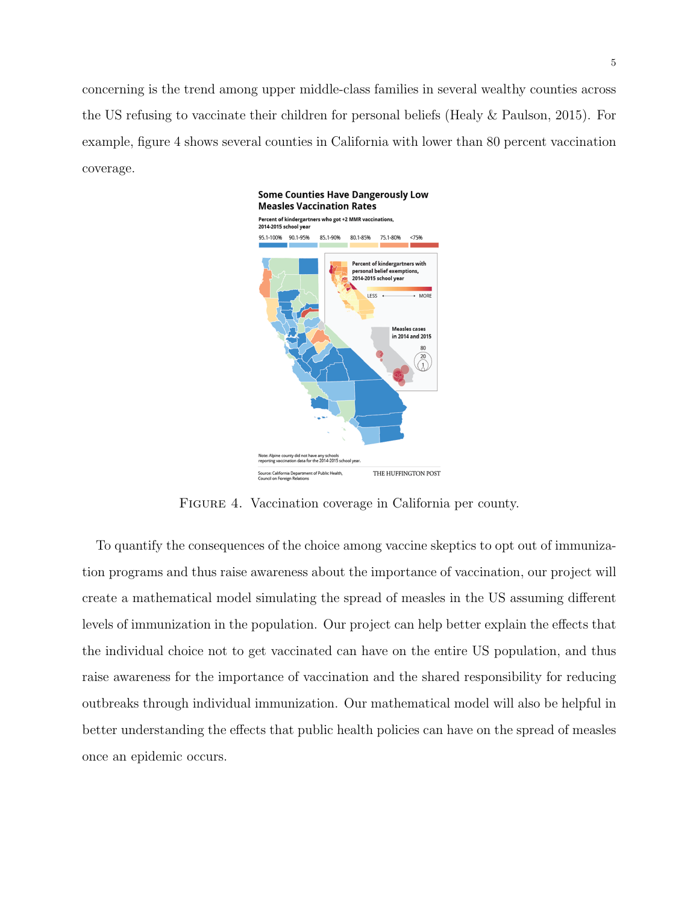concerning is the trend among upper middle-class families in several wealthy counties across the US refusing to vaccinate their children for personal beliefs (Healy & Paulson, 2015). For example, figure 4 shows several counties in California with lower than 80 percent vaccination coverage.

FIGURE 4. Vaccination coverage in California per county.

To quantify the consequences of the choice among vaccine skeptics to opt out of immunization programs and thus raise awareness about the importance of vaccination, our project will create a mathematical model simulating the spread of measles in the US assuming different levels of immunization in the population. Our project can help better explain the effects that the individual choice not to get vaccinated can have on the entire US population, and thus raise awareness for the importance of vaccination and the shared responsibility for reducing outbreaks through individual immunization. Our mathematical model will also be helpful in better understanding the effects that public health policies can have on the spread of measles once an epidemic occurs.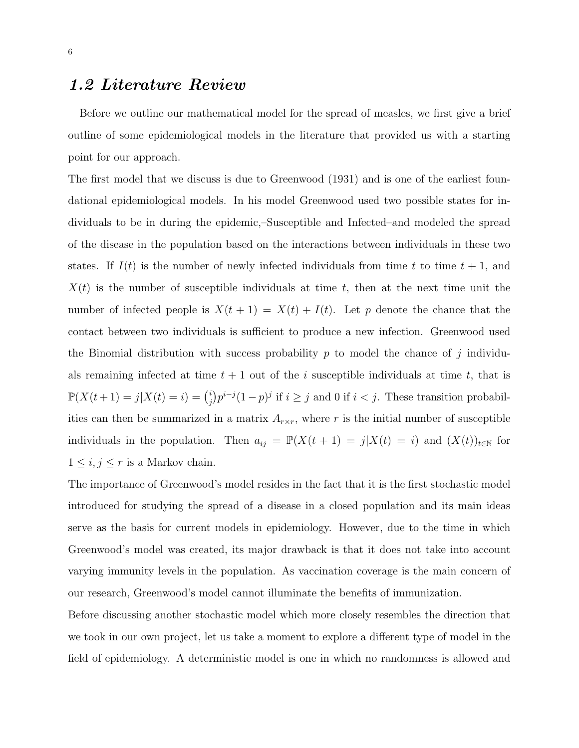## *1.2 Literature Review*

Before we outline our mathematical model for the spread of measles, we first give a brief outline of some epidemiological models in the literature that provided us with a starting point for our approach.

The first model that we discuss is due to Greenwood (1931) and is one of the earliest foundational epidemiological models. In his model Greenwood used two possible states for individuals to be in during the epidemic,–Susceptible and Infected–and modeled the spread of the disease in the population based on the interactions between individuals in these two states. If $I(t)$ is the number of newly infected individuals from time $t$ to time $t+1$, and $X(t)$ is the number of susceptible individuals at time $t$, then at the next time unit the number of infected people is $X(t+1) = X(t) + I(t)$. Let $p$ denote the chance that the contact between two individuals is sufficient to produce a new infection. Greenwood used the Binomial distribution with success probability $p$ to model the chance of $j$ individuals remaining infected at time $t+1$ out of the $i$ susceptible individuals at time $t$, that is $\mathbb{P}(X(t+1) = j | X(t) = i) = \binom{i}{j} p^{i-j}(1-p)^j$ if $i \geq j$ and 0 if $i < j$. These transition probabilities can then be summarized in a matrix $A_{r \times r}$, where $r$ is the initial number of susceptible individuals in the population. Then $a_{ij} = \mathbb{P}(X(t+1) = j | X(t) = i)$ and $(X(t))_{t \in \mathbb{N}}$ for $1 \leq i, j \leq r$ is a Markov chain.

The importance of Greenwood's model resides in the fact that it is the first stochastic model introduced for studying the spread of a disease in a closed population and its main ideas serve as the basis for current models in epidemiology. However, due to the time in which Greenwood's model was created, its major drawback is that it does not take into account varying immunity levels in the population. As vaccination coverage is the main concern of our research, Greenwood's model cannot illuminate the benefits of immunization.

Before discussing another stochastic model which more closely resembles the direction that we took in our own project, let us take a moment to explore a different type of model in the field of epidemiology. A deterministic model is one in which no randomness is allowed and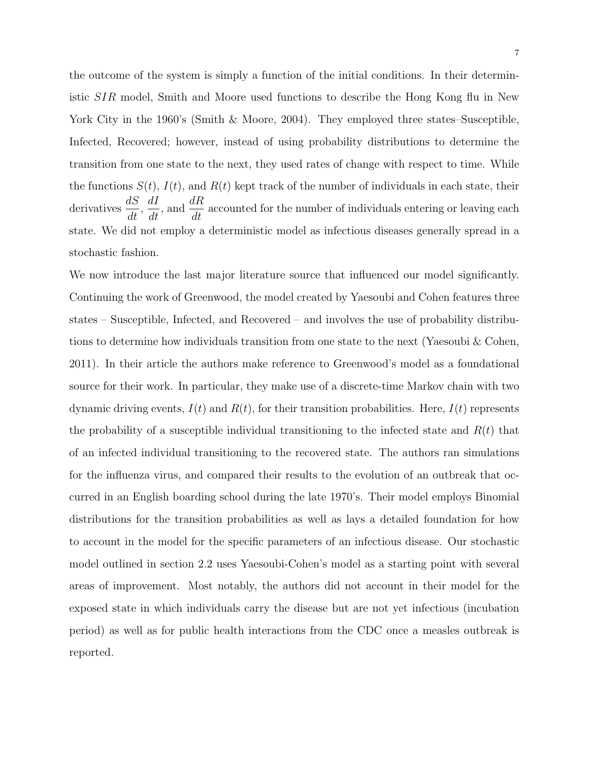the outcome of the system is simply a function of the initial conditions. In their deterministic $SIR$ model, Smith and Moore used functions to describe the Hong Kong flu in New York City in the 1960's (Smith & Moore, 2004). They employed three states–Susceptible, Infected, Recovered; however, instead of using probability distributions to determine the transition from one state to the next, they used rates of change with respect to time. While the functions $S(t)$, $I(t)$, and $R(t)$ kept track of the number of individuals in each state, their derivatives $\frac{dS}{dt}$, $\frac{dI}{dt}$, and $\frac{dR}{dt}$ accounted for the number of individuals entering or leaving each state. We did not employ a deterministic model as infectious diseases generally spread in a stochastic fashion.

We now introduce the last major literature source that influenced our model significantly. Continuing the work of Greenwood, the model created by Yaesoubi and Cohen features three states – Susceptible, Infected, and Recovered – and involves the use of probability distributions to determine how individuals transition from one state to the next (Yaesoubi & Cohen, 2011). In their article the authors make reference to Greenwood's model as a foundational source for their work. In particular, they make use of a discrete-time Markov chain with two dynamic driving events, $I(t)$ and $R(t)$, for their transition probabilities. Here, $I(t)$ represents the probability of a susceptible individual transitioning to the infected state and $R(t)$ that of an infected individual transitioning to the recovered state. The authors ran simulations for the influenza virus, and compared their results to the evolution of an outbreak that occurred in an English boarding school during the late 1970's. Their model employs Binomial distributions for the transition probabilities as well as lays a detailed foundation for how to account in the model for the specific parameters of an infectious disease. Our stochastic model outlined in section 2.2 uses Yaesoubi-Cohen's model as a starting point with several areas of improvement. Most notably, the authors did not account in their model for the exposed state in which individuals carry the disease but are not yet infectious (incubation period) as well as for public health interactions from the CDC once a measles outbreak is reported.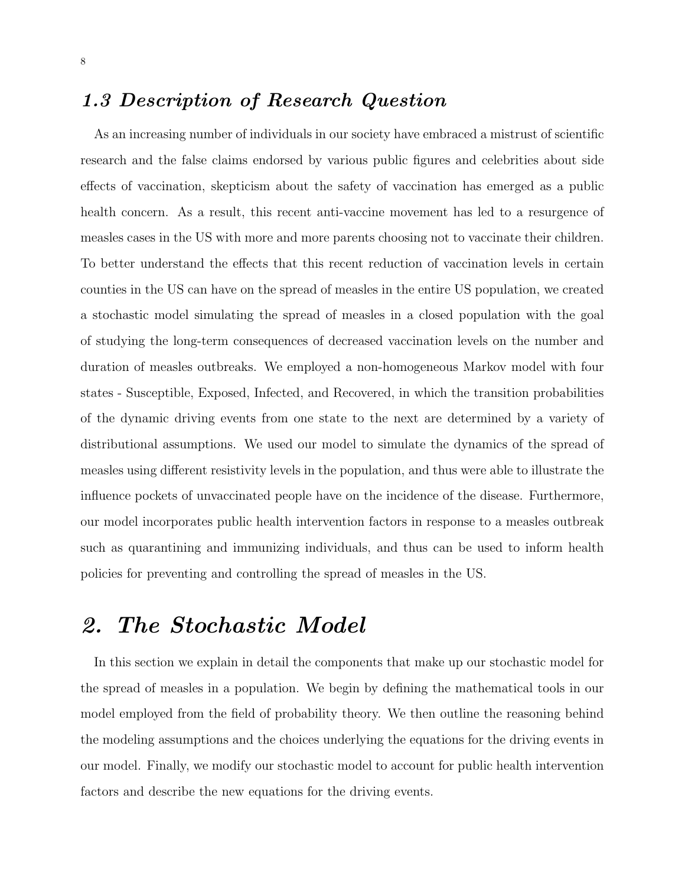### *1.3 Description of Research Question*

As an increasing number of individuals in our society have embraced a mistrust of scientific research and the false claims endorsed by various public figures and celebrities about side effects of vaccination, skepticism about the safety of vaccination has emerged as a public health concern. As a result, this recent anti-vaccine movement has led to a resurgence of measles cases in the US with more and more parents choosing not to vaccinate their children. To better understand the effects that this recent reduction of vaccination levels in certain counties in the US can have on the spread of measles in the entire US population, we created a stochastic model simulating the spread of measles in a closed population with the goal of studying the long-term consequences of decreased vaccination levels on the number and duration of measles outbreaks. We employed a non-homogeneous Markov model with four states - Susceptible, Exposed, Infected, and Recovered, in which the transition probabilities of the dynamic driving events from one state to the next are determined by a variety of distributional assumptions. We used our model to simulate the dynamics of the spread of measles using different resistivity levels in the population, and thus were able to illustrate the influence pockets of unvaccinated people have on the incidence of the disease. Furthermore, our model incorporates public health intervention factors in response to a measles outbreak such as quarantining and immunizing individuals, and thus can be used to inform health policies for preventing and controlling the spread of measles in the US.

## *2. The Stochastic Model*

In this section we explain in detail the components that make up our stochastic model for the spread of measles in a population. We begin by defining the mathematical tools in our model employed from the field of probability theory. We then outline the reasoning behind the modeling assumptions and the choices underlying the equations for the driving events in our model. Finally, we modify our stochastic model to account for public health intervention factors and describe the new equations for the driving events.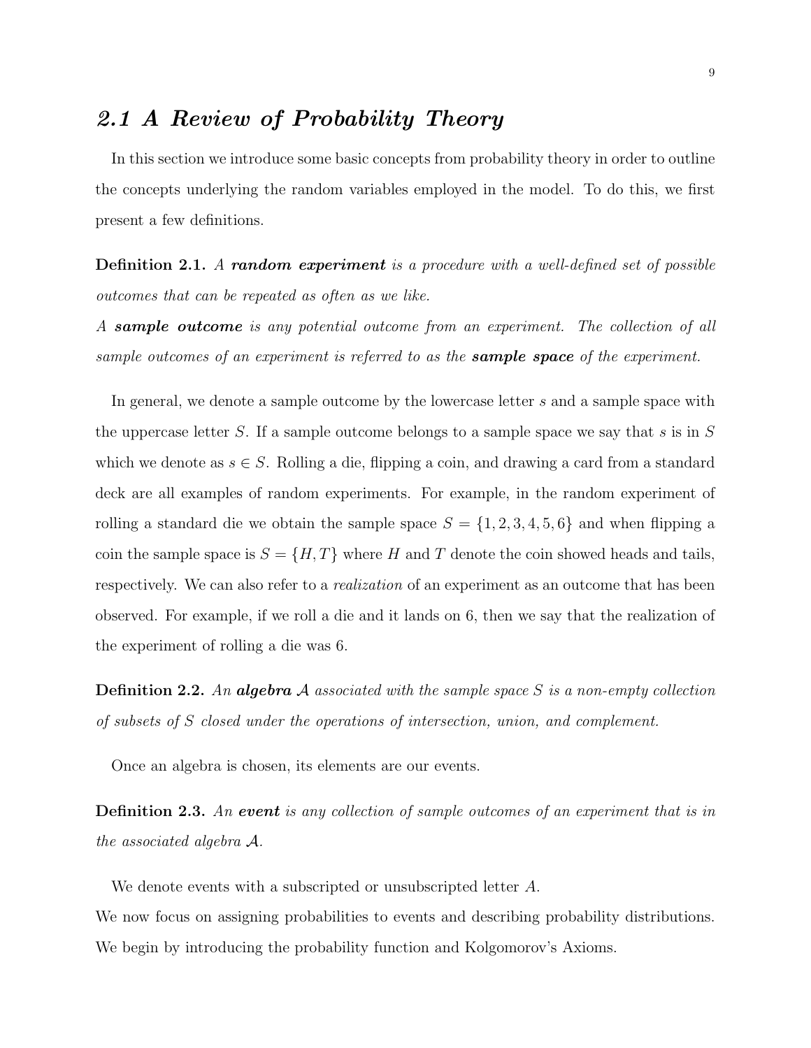## *2.1 A Review of Probability Theory*

In this section we introduce some basic concepts from probability theory in order to outline the concepts underlying the random variables employed in the model. To do this, we first present a few definitions.

**Definition 2.1.** *A* ***random experiment*** *is a procedure with a well-defined set of possible outcomes that can be repeated as often as we like.*
*A* ***sample outcome*** *is any potential outcome from an experiment. The collection of all sample outcomes of an experiment is referred to as the* ***sample space*** *of the experiment.*

In general, we denote a sample outcome by the lowercase letter $s$ and a sample space with the uppercase letter $S$. If a sample outcome belongs to a sample space we say that $s$ is in $S$ which we denote as $s \in S$. Rolling a die, flipping a coin, and drawing a card from a standard deck are all examples of random experiments. For example, in the random experiment of rolling a standard die we obtain the sample space $S = \{1, 2, 3, 4, 5, 6\}$ and when flipping a coin the sample space is $S = \{H, T\}$ where $H$ and $T$ denote the coin showed heads and tails, respectively. We can also refer to a *realization* of an experiment as an outcome that has been observed. For example, if we roll a die and it lands on 6, then we say that the realization of the experiment of rolling a die was 6.

**Definition 2.2.** *An* ***algebra*** $\mathcal{A}$ *associated with the sample space* $S$ *is a non-empty collection of subsets of* $S$ *closed under the operations of intersection, union, and complement.*

Once an algebra is chosen, its elements are our events.

**Definition 2.3.** *An* ***event*** *is any collection of sample outcomes of an experiment that is in the associated algebra* $\mathcal{A}$*.*

We denote events with a subscripted or unsubscripted letter $A$.
We now focus on assigning probabilities to events and describing probability distributions. We begin by introducing the probability function and Kolgomorov's Axioms.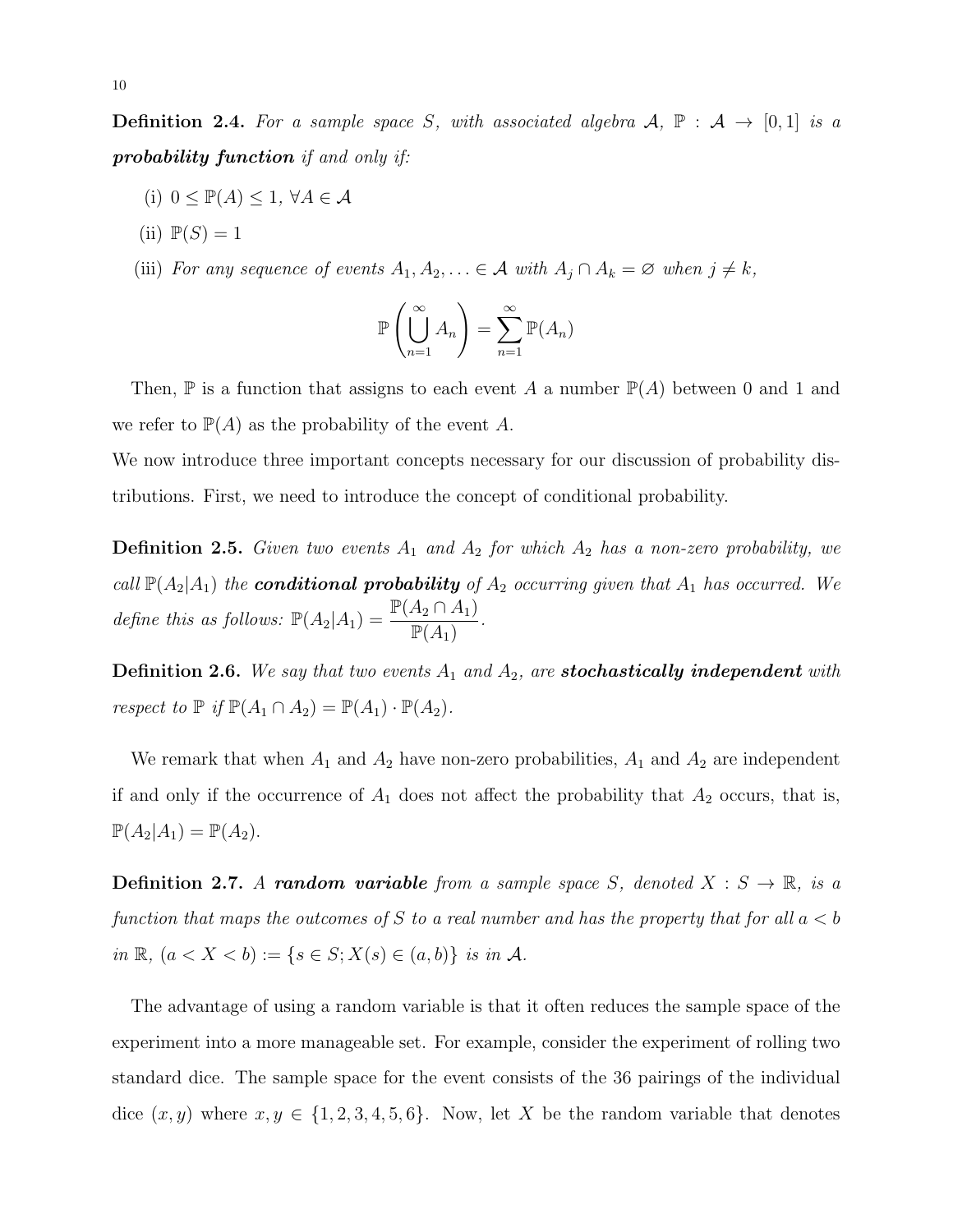**Definition 2.4.** *For a sample space $S$, with associated algebra $\mathcal{A}$, $\mathbb{P} : \mathcal{A} \to [0,1]$ is a* ***probability function*** *if and only if:*

(i) $0 \leq \mathbb{P}(A) \leq 1$, $\forall A \in \mathcal{A}$

(ii) $\mathbb{P}(S) = 1$

(iii) *For any sequence of events $A_1, A_2, \ldots \in \mathcal{A}$ with $A_j \cap A_k = \varnothing$ when $j \neq k$,*

$$\mathbb{P}\left(\bigcup_{n=1}^{\infty} A_n\right) = \sum_{n=1}^{\infty} \mathbb{P}(A_n)$$

Then, $\mathbb{P}$ is a function that assigns to each event $A$ a number $\mathbb{P}(A)$ between 0 and 1 and we refer to $\mathbb{P}(A)$ as the probability of the event $A$.

We now introduce three important concepts necessary for our discussion of probability distributions. First, we need to introduce the concept of conditional probability.

**Definition 2.5.** *Given two events $A_1$ and $A_2$ for which $A_2$ has a non-zero probability, we call $\mathbb{P}(A_2|A_1)$ the* ***conditional probability*** *of $A_2$ occurring given that $A_1$ has occurred. We define this as follows: $\mathbb{P}(A_2|A_1) = \dfrac{\mathbb{P}(A_2 \cap A_1)}{\mathbb{P}(A_1)}$.*

**Definition 2.6.** *We say that two events $A_1$ and $A_2$, are* ***stochastically independent*** *with respect to $\mathbb{P}$ if $\mathbb{P}(A_1 \cap A_2) = \mathbb{P}(A_1) \cdot \mathbb{P}(A_2)$.*

We remark that when $A_1$ and $A_2$ have non-zero probabilities, $A_1$ and $A_2$ are independent if and only if the occurrence of $A_1$ does not affect the probability that $A_2$ occurs, that is, $\mathbb{P}(A_2|A_1) = \mathbb{P}(A_2)$.

**Definition 2.7.** *A* ***random variable*** *from a sample space $S$, denoted $X : S \to \mathbb{R}$, is a function that maps the outcomes of $S$ to a real number and has the property that for all $a < b$ in $\mathbb{R}$, $(a < X < b) := \{s \in S; X(s) \in (a,b)\}$ is in $\mathcal{A}$.*

The advantage of using a random variable is that it often reduces the sample space of the experiment into a more manageable set. For example, consider the experiment of rolling two standard dice. The sample space for the event consists of the 36 pairings of the individual dice $(x, y)$ where $x, y \in \{1, 2, 3, 4, 5, 6\}$. Now, let $X$ be the random variable that denotes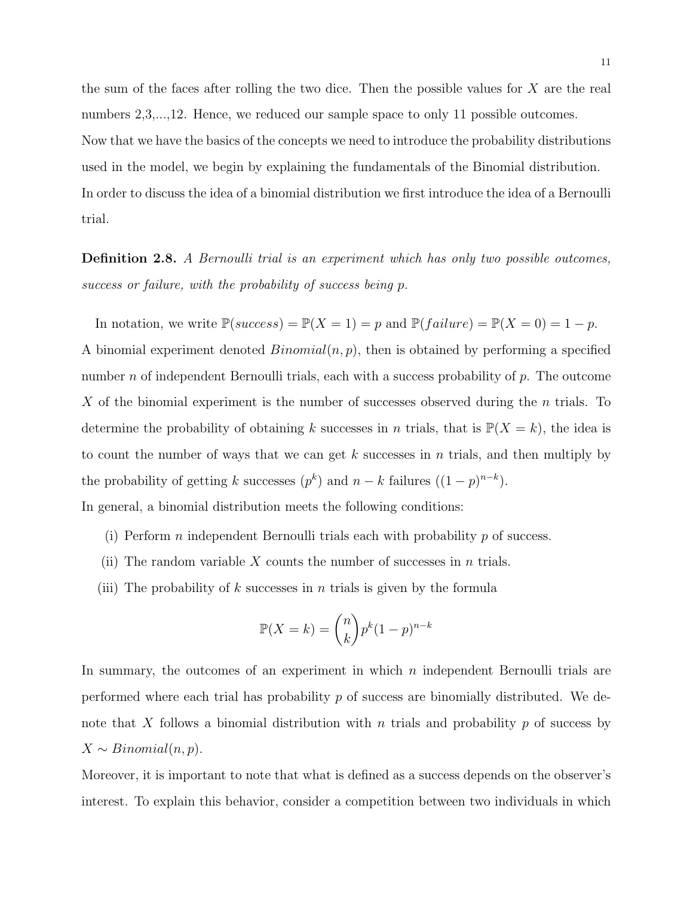the sum of the faces after rolling the two dice. Then the possible values for $X$ are the real numbers 2,3,...,12. Hence, we reduced our sample space to only 11 possible outcomes.
Now that we have the basics of the concepts we need to introduce the probability distributions used in the model, we begin by explaining the fundamentals of the Binomial distribution.
In order to discuss the idea of a binomial distribution we first introduce the idea of a Bernoulli trial.

**Definition 2.8.** *A Bernoulli trial is an experiment which has only two possible outcomes, success or failure, with the probability of success being $p$.*

In notation, we write $\mathbb{P}(success) = \mathbb{P}(X = 1) = p$ and $\mathbb{P}(failure) = \mathbb{P}(X = 0) = 1 - p$.
A binomial experiment denoted $Binomial(n, p)$, then is obtained by performing a specified number $n$ of independent Bernoulli trials, each with a success probability of $p$. The outcome $X$ of the binomial experiment is the number of successes observed during the $n$ trials. To determine the probability of obtaining $k$ successes in $n$ trials, that is $\mathbb{P}(X = k)$, the idea is to count the number of ways that we can get $k$ successes in $n$ trials, and then multiply by the probability of getting $k$ successes ($p^k$) and $n - k$ failures ($(1 - p)^{n-k}$).
In general, a binomial distribution meets the following conditions:

(i) Perform $n$ independent Bernoulli trials each with probability $p$ of success.

(ii) The random variable $X$ counts the number of successes in $n$ trials.

(iii) The probability of $k$ successes in $n$ trials is given by the formula

$$\mathbb{P}(X = k) = \binom{n}{k} p^k (1 - p)^{n-k}$$

In summary, the outcomes of an experiment in which $n$ independent Bernoulli trials are performed where each trial has probability $p$ of success are binomially distributed. We denote that $X$ follows a binomial distribution with $n$ trials and probability $p$ of success by $X \sim Binomial(n, p)$.
Moreover, it is important to note that what is defined as a success depends on the observer's interest. To explain this behavior, consider a competition between two individuals in which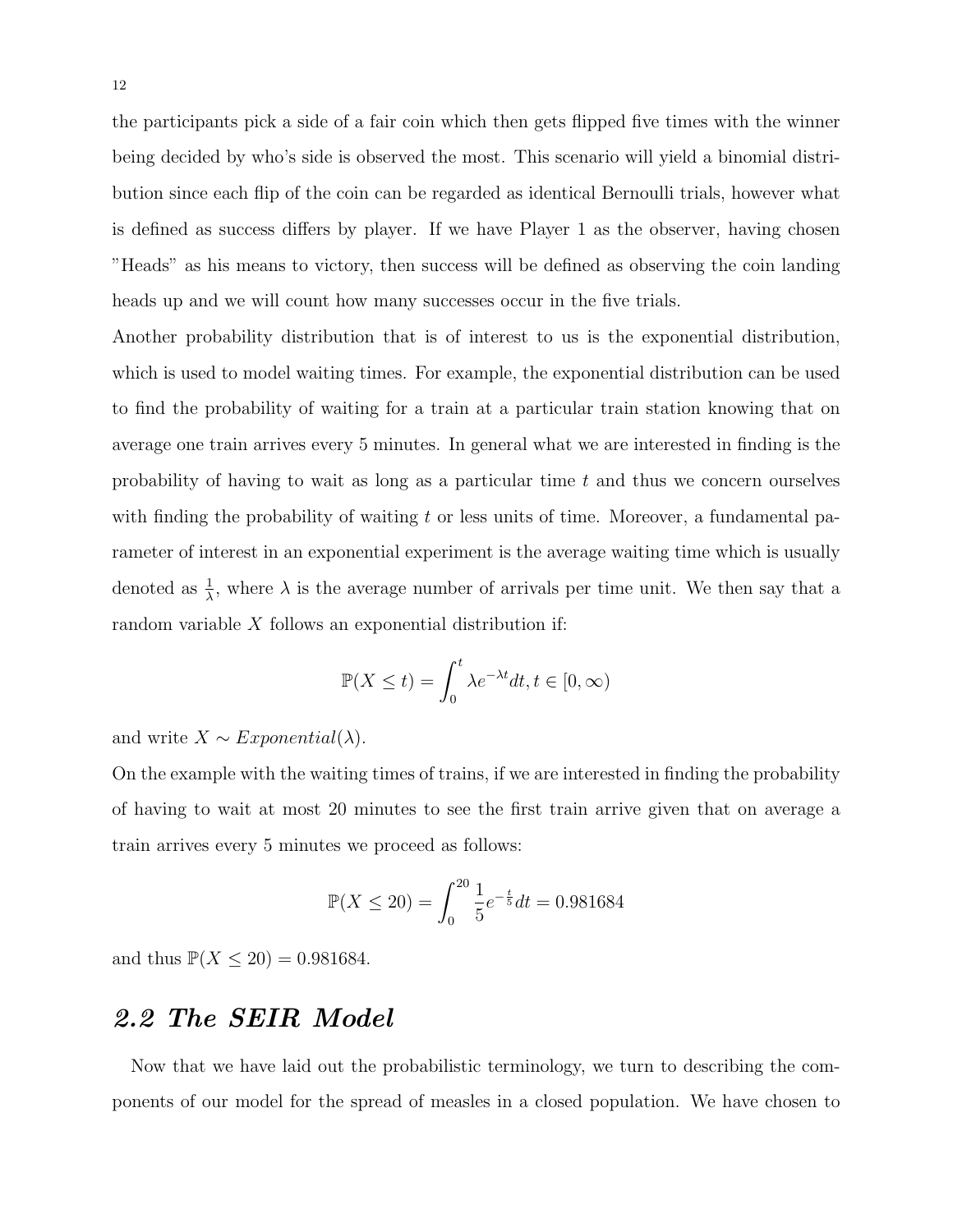the participants pick a side of a fair coin which then gets flipped five times with the winner being decided by who's side is observed the most. This scenario will yield a binomial distribution since each flip of the coin can be regarded as identical Bernoulli trials, however what is defined as success differs by player. If we have Player 1 as the observer, having chosen "Heads" as his means to victory, then success will be defined as observing the coin landing heads up and we will count how many successes occur in the five trials.

Another probability distribution that is of interest to us is the exponential distribution, which is used to model waiting times. For example, the exponential distribution can be used to find the probability of waiting for a train at a particular train station knowing that on average one train arrives every 5 minutes. In general what we are interested in finding is the probability of having to wait as long as a particular time $t$ and thus we concern ourselves with finding the probability of waiting $t$ or less units of time. Moreover, a fundamental parameter of interest in an exponential experiment is the average waiting time which is usually denoted as $\frac{1}{\lambda}$, where $\lambda$ is the average number of arrivals per time unit. We then say that a random variable $X$ follows an exponential distribution if:

$$\mathbb{P}(X \leq t) = \int_0^t \lambda e^{-\lambda t} dt, t \in [0, \infty)$$

and write $X \sim Exponential(\lambda)$.

On the example with the waiting times of trains, if we are interested in finding the probability of having to wait at most 20 minutes to see the first train arrive given that on average a train arrives every 5 minutes we proceed as follows:

$$\mathbb{P}(X \leq 20) = \int_0^{20} \frac{1}{5} e^{-\frac{t}{5}} dt = 0.981684$$

and thus $\mathbb{P}(X \leq 20) = 0.981684$.

## *2.2 The SEIR Model*

Now that we have laid out the probabilistic terminology, we turn to describing the components of our model for the spread of measles in a closed population. We have chosen to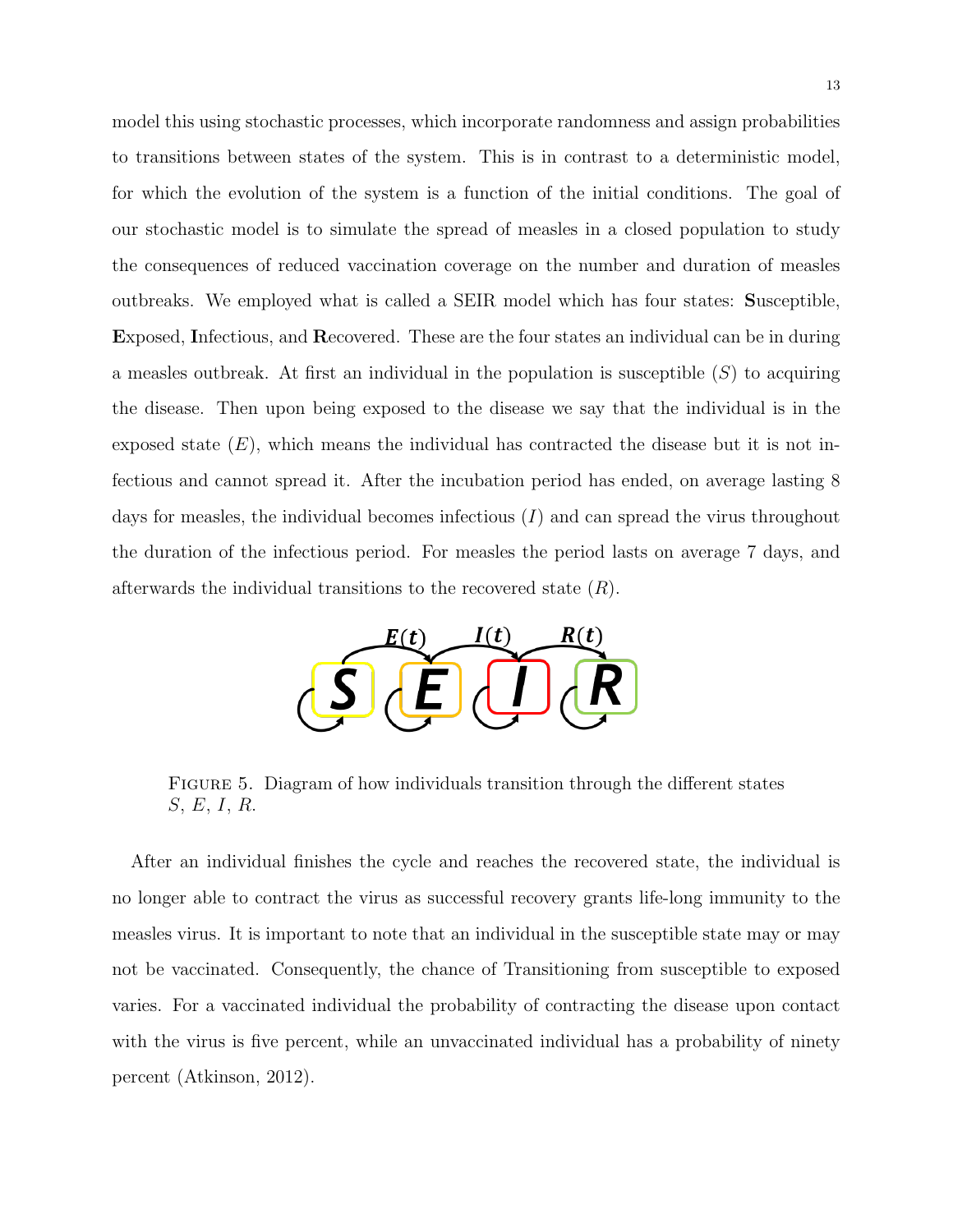model this using stochastic processes, which incorporate randomness and assign probabilities to transitions between states of the system. This is in contrast to a deterministic model, for which the evolution of the system is a function of the initial conditions. The goal of our stochastic model is to simulate the spread of measles in a closed population to study the consequences of reduced vaccination coverage on the number and duration of measles outbreaks. We employed what is called a SEIR model which has four states: **S**usceptible, **E**xposed, **I**nfectious, and **R**ecovered. These are the four states an individual can be in during a measles outbreak. At first an individual in the population is susceptible ($S$) to acquiring the disease. Then upon being exposed to the disease we say that the individual is in the exposed state ($E$), which means the individual has contracted the disease but it is not infectious and cannot spread it. After the incubation period has ended, on average lasting 8 days for measles, the individual becomes infectious ($I$) and can spread the virus throughout the duration of the infectious period. For measles the period lasts on average 7 days, and afterwards the individual transitions to the recovered state ($R$).

FIGURE 5. Diagram of how individuals transition through the different states $S$, $E$, $I$, $R$.

After an individual finishes the cycle and reaches the recovered state, the individual is no longer able to contract the virus as successful recovery grants life-long immunity to the measles virus. It is important to note that an individual in the susceptible state may or may not be vaccinated. Consequently, the chance of Transitioning from susceptible to exposed varies. For a vaccinated individual the probability of contracting the disease upon contact with the virus is five percent, while an unvaccinated individual has a probability of ninety percent (Atkinson, 2012).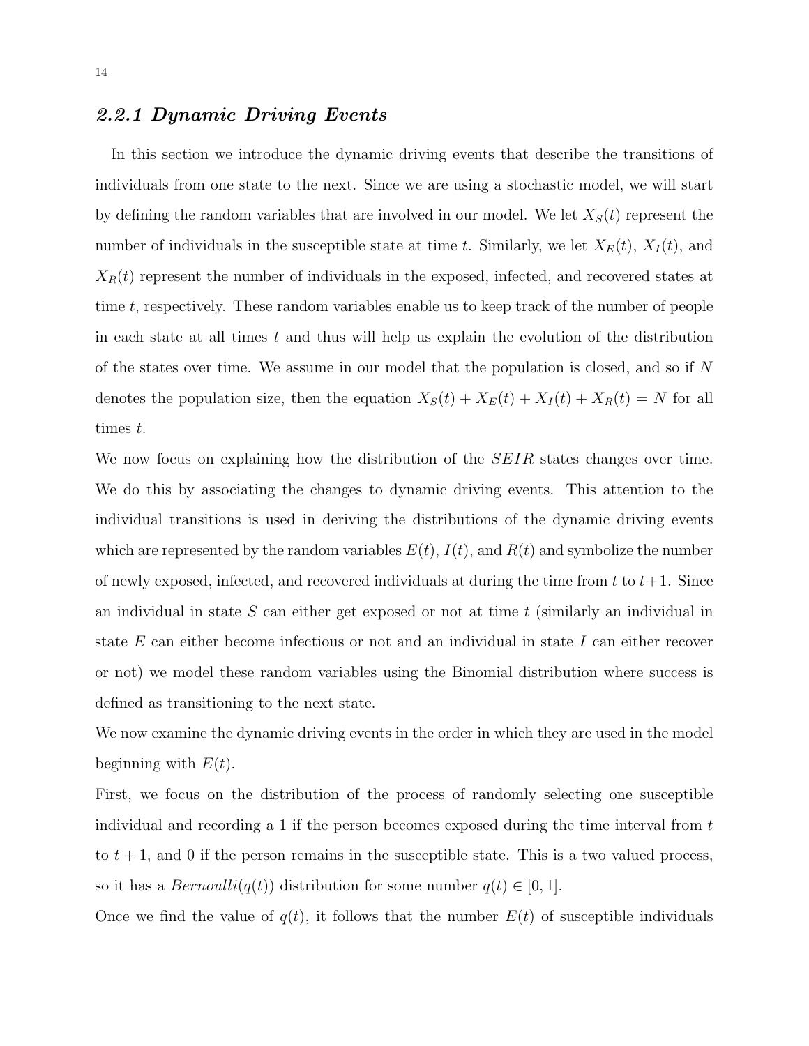### *2.2.1 Dynamic Driving Events*

In this section we introduce the dynamic driving events that describe the transitions of individuals from one state to the next. Since we are using a stochastic model, we will start by defining the random variables that are involved in our model. We let $X_S(t)$ represent the number of individuals in the susceptible state at time $t$. Similarly, we let $X_E(t)$, $X_I(t)$, and $X_R(t)$ represent the number of individuals in the exposed, infected, and recovered states at time $t$, respectively. These random variables enable us to keep track of the number of people in each state at all times $t$ and thus will help us explain the evolution of the distribution of the states over time. We assume in our model that the population is closed, and so if $N$ denotes the population size, then the equation $X_S(t) + X_E(t) + X_I(t) + X_R(t) = N$ for all times $t$.

We now focus on explaining how the distribution of the $SEIR$ states changes over time. We do this by associating the changes to dynamic driving events. This attention to the individual transitions is used in deriving the distributions of the dynamic driving events which are represented by the random variables $E(t)$, $I(t)$, and $R(t)$ and symbolize the number of newly exposed, infected, and recovered individuals at during the time from $t$ to $t+1$. Since an individual in state $S$ can either get exposed or not at time $t$ (similarly an individual in state $E$ can either become infectious or not and an individual in state $I$ can either recover or not) we model these random variables using the Binomial distribution where success is defined as transitioning to the next state.

We now examine the dynamic driving events in the order in which they are used in the model beginning with $E(t)$.

First, we focus on the distribution of the process of randomly selecting one susceptible individual and recording a 1 if the person becomes exposed during the time interval from $t$ to $t + 1$, and 0 if the person remains in the susceptible state. This is a two valued process, so it has a $Bernoulli(q(t))$ distribution for some number $q(t) \in [0, 1]$.

Once we find the value of $q(t)$, it follows that the number $E(t)$ of susceptible individuals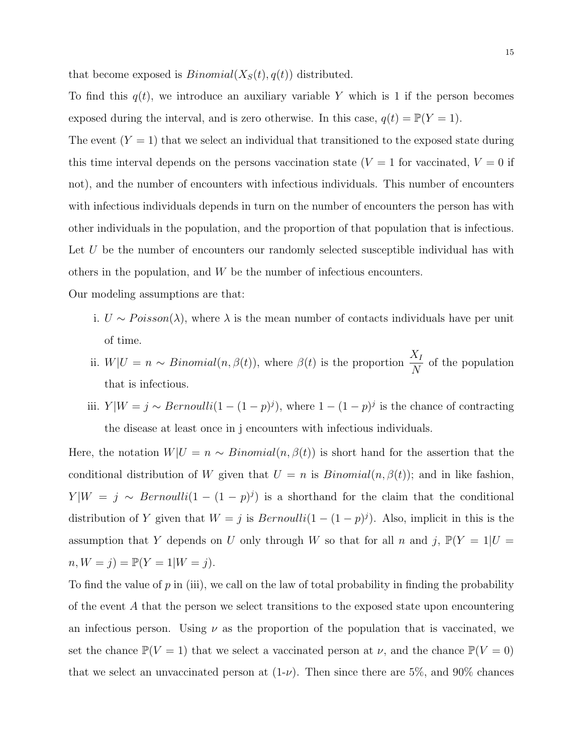that become exposed is $Binomial(X_S(t), q(t))$ distributed.

To find this $q(t)$, we introduce an auxiliary variable $Y$ which is 1 if the person becomes exposed during the interval, and is zero otherwise. In this case, $q(t) = \mathbb{P}(Y = 1)$.

The event $(Y = 1)$ that we select an individual that transitioned to the exposed state during this time interval depends on the persons vaccination state ($V = 1$ for vaccinated, $V = 0$ if not), and the number of encounters with infectious individuals. This number of encounters with infectious individuals depends in turn on the number of encounters the person has with other individuals in the population, and the proportion of that population that is infectious. Let $U$ be the number of encounters our randomly selected susceptible individual has with others in the population, and $W$ be the number of infectious encounters.

Our modeling assumptions are that:

i. $U \sim Poisson(\lambda)$, where $\lambda$ is the mean number of contacts individuals have per unit of time.

ii. $W|U = n \sim Binomial(n, \beta(t))$, where $\beta(t)$ is the proportion $\frac{X_I}{N}$ of the population that is infectious.

iii. $Y|W = j \sim Bernoulli(1 - (1 - p)^j)$, where $1 - (1 - p)^j$ is the chance of contracting the disease at least once in j encounters with infectious individuals.

Here, the notation $W|U = n \sim Binomial(n, \beta(t))$ is short hand for the assertion that the conditional distribution of $W$ given that $U = n$ is $Binomial(n, \beta(t))$; and in like fashion, $Y|W = j \sim Bernoulli(1 - (1 - p)^j)$ is a shorthand for the claim that the conditional distribution of $Y$ given that $W = j$ is $Bernoulli(1 - (1 - p)^j)$. Also, implicit in this is the assumption that $Y$ depends on $U$ only through $W$ so that for all $n$ and $j$, $\mathbb{P}(Y = 1|U = n, W = j) = \mathbb{P}(Y = 1|W = j)$.

To find the value of $p$ in (iii), we call on the law of total probability in finding the probability of the event $A$ that the person we select transitions to the exposed state upon encountering an infectious person. Using $\nu$ as the proportion of the population that is vaccinated, we set the chance $\mathbb{P}(V = 1)$ that we select a vaccinated person at $\nu$, and the chance $\mathbb{P}(V = 0)$ that we select an unvaccinated person at (1-$\nu$). Then since there are 5%, and 90% chances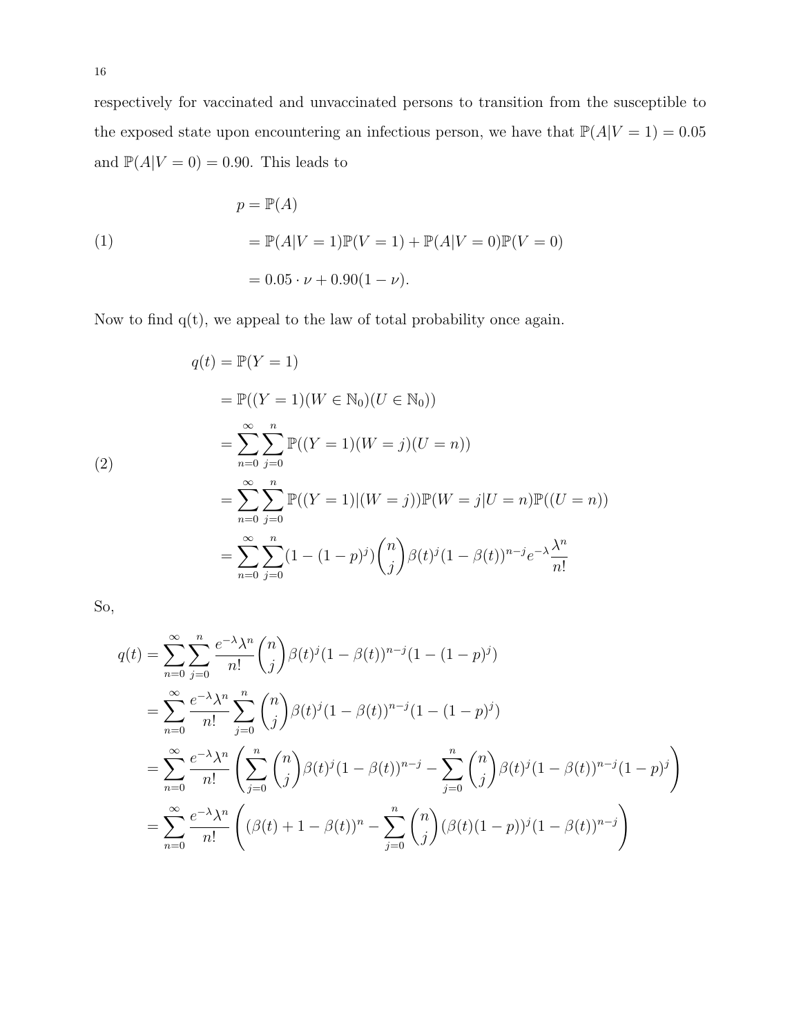respectively for vaccinated and unvaccinated persons to transition from the susceptible to the exposed state upon encountering an infectious person, we have that $\mathbb{P}(A|V=1) = 0.05$ and $\mathbb{P}(A|V=0) = 0.90$. This leads to

$$
\begin{aligned}
p &= \mathbb{P}(A) \\
&= \mathbb{P}(A|V=1)\mathbb{P}(V=1) + \mathbb{P}(A|V=0)\mathbb{P}(V=0) \qquad (1)\\
&= 0.05 \cdot \nu + 0.90(1-\nu).
\end{aligned}
$$

Now to find q(t), we appeal to the law of total probability once again.

$$
\begin{aligned}
q(t) &= \mathbb{P}(Y=1) \\
&= \mathbb{P}((Y=1)(W \in \mathbb{N}_0)(U \in \mathbb{N}_0)) \\
&= \sum_{n=0}^{\infty}\sum_{j=0}^{n} \mathbb{P}((Y=1)(W=j)(U=n)) \qquad (2)\\
&= \sum_{n=0}^{\infty}\sum_{j=0}^{n} \mathbb{P}((Y=1)|(W=j))\mathbb{P}(W=j|U=n)\mathbb{P}((U=n)) \\
&= \sum_{n=0}^{\infty}\sum_{j=0}^{n} (1-(1-p)^j)\binom{n}{j}\beta(t)^j(1-\beta(t))^{n-j}e^{-\lambda}\frac{\lambda^n}{n!}
\end{aligned}
$$

So,

$$
\begin{aligned}
q(t) &= \sum_{n=0}^{\infty}\sum_{j=0}^{n} \frac{e^{-\lambda}\lambda^n}{n!}\binom{n}{j}\beta(t)^j(1-\beta(t))^{n-j}(1-(1-p)^j) \\
&= \sum_{n=0}^{\infty} \frac{e^{-\lambda}\lambda^n}{n!}\sum_{j=0}^{n}\binom{n}{j}\beta(t)^j(1-\beta(t))^{n-j}(1-(1-p)^j) \\
&= \sum_{n=0}^{\infty} \frac{e^{-\lambda}\lambda^n}{n!}\left(\sum_{j=0}^{n}\binom{n}{j}\beta(t)^j(1-\beta(t))^{n-j} - \sum_{j=0}^{n}\binom{n}{j}\beta(t)^j(1-\beta(t))^{n-j}(1-p)^j\right) \\
&= \sum_{n=0}^{\infty} \frac{e^{-\lambda}\lambda^n}{n!}\left((\beta(t)+1-\beta(t))^n - \sum_{j=0}^{n}\binom{n}{j}(\beta(t)(1-p))^j(1-\beta(t))^{n-j}\right)
\end{aligned}
$$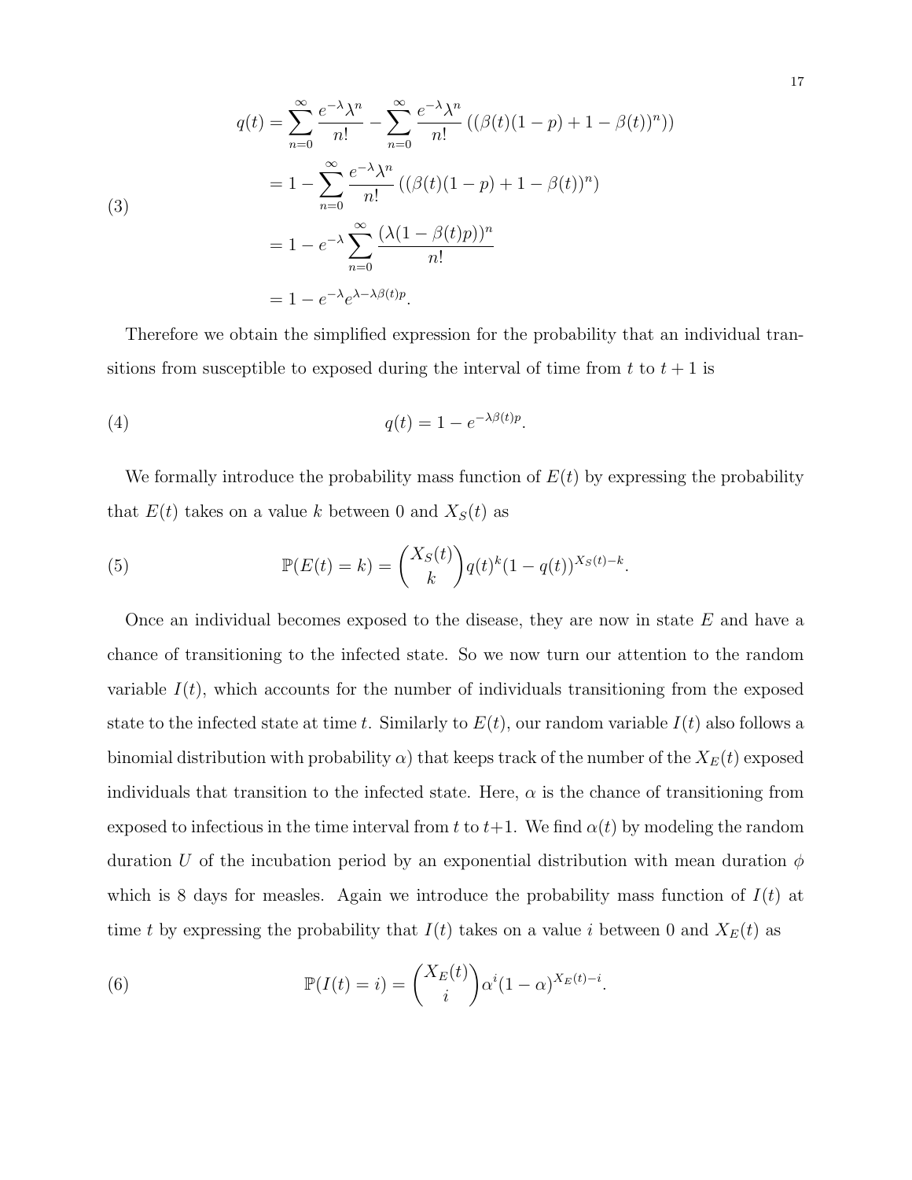$$
\begin{aligned}
q(t) &= \sum_{n=0}^{\infty} \frac{e^{-\lambda}\lambda^n}{n!} - \sum_{n=0}^{\infty} \frac{e^{-\lambda}\lambda^n}{n!} \left( (\beta(t)(1-p) + 1 - \beta(t))^n ) \right) \\
&= 1 - \sum_{n=0}^{\infty} \frac{e^{-\lambda}\lambda^n}{n!} \left( (\beta(t)(1-p) + 1 - \beta(t))^n \right) \\
&= 1 - e^{-\lambda} \sum_{n=0}^{\infty} \frac{(\lambda(1-\beta(t)p))^n}{n!} \\
&= 1 - e^{-\lambda} e^{\lambda - \lambda\beta(t)p}.
\end{aligned}
\tag{3}
$$

Therefore we obtain the simplified expression for the probability that an individual transitions from susceptible to exposed during the interval of time from $t$ to $t+1$ is

$$
q(t) = 1 - e^{-\lambda\beta(t)p}. \tag{4}
$$

We formally introduce the probability mass function of $E(t)$ by expressing the probability that $E(t)$ takes on a value $k$ between 0 and $X_S(t)$ as

$$
\mathbb{P}(E(t) = k) = \binom{X_S(t)}{k} q(t)^k (1 - q(t))^{X_S(t)-k}. \tag{5}
$$

Once an individual becomes exposed to the disease, they are now in state $E$ and have a chance of transitioning to the infected state. So we now turn our attention to the random variable $I(t)$, which accounts for the number of individuals transitioning from the exposed state to the infected state at time $t$. Similarly to $E(t)$, our random variable $I(t)$ also follows a binomial distribution with probability $\alpha$) that keeps track of the number of the $X_E(t)$ exposed individuals that transition to the infected state. Here, $\alpha$ is the chance of transitioning from exposed to infectious in the time interval from $t$ to $t+1$. We find $\alpha(t)$ by modeling the random duration $U$ of the incubation period by an exponential distribution with mean duration $\phi$ which is 8 days for measles. Again we introduce the probability mass function of $I(t)$ at time $t$ by expressing the probability that $I(t)$ takes on a value $i$ between 0 and $X_E(t)$ as

$$
\mathbb{P}(I(t) = i) = \binom{X_E(t)}{i} \alpha^i (1 - \alpha)^{X_E(t)-i}. \tag{6}
$$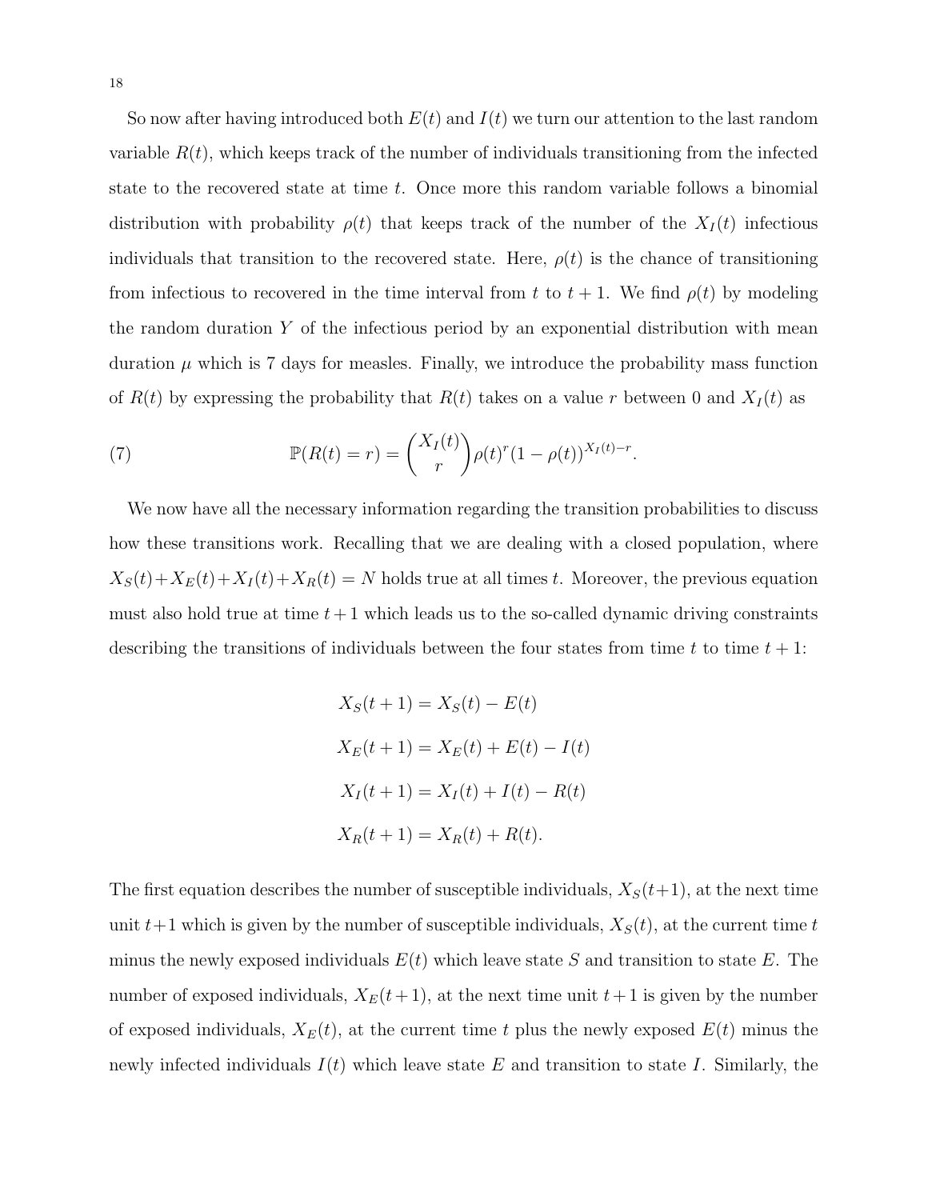So now after having introduced both $E(t)$ and $I(t)$ we turn our attention to the last random variable $R(t)$, which keeps track of the number of individuals transitioning from the infected state to the recovered state at time $t$. Once more this random variable follows a binomial distribution with probability $\rho(t)$ that keeps track of the number of the $X_I(t)$ infectious individuals that transition to the recovered state. Here, $\rho(t)$ is the chance of transitioning from infectious to recovered in the time interval from $t$ to $t+1$. We find $\rho(t)$ by modeling the random duration $Y$ of the infectious period by an exponential distribution with mean duration $\mu$ which is 7 days for measles. Finally, we introduce the probability mass function of $R(t)$ by expressing the probability that $R(t)$ takes on a value $r$ between 0 and $X_I(t)$ as

$$\mathbb{P}(R(t) = r) = \binom{X_I(t)}{r} \rho(t)^r (1-\rho(t))^{X_I(t)-r}. \tag{7}$$

We now have all the necessary information regarding the transition probabilities to discuss how these transitions work. Recalling that we are dealing with a closed population, where $X_S(t)+X_E(t)+X_I(t)+X_R(t) = N$ holds true at all times $t$. Moreover, the previous equation must also hold true at time $t+1$ which leads us to the so-called dynamic driving constraints describing the transitions of individuals between the four states from time $t$ to time $t+1$:

$$\begin{aligned}
X_S(t+1) &= X_S(t) - E(t) \\
X_E(t+1) &= X_E(t) + E(t) - I(t) \\
X_I(t+1) &= X_I(t) + I(t) - R(t) \\
X_R(t+1) &= X_R(t) + R(t).
\end{aligned}$$

The first equation describes the number of susceptible individuals, $X_S(t+1)$, at the next time unit $t+1$ which is given by the number of susceptible individuals, $X_S(t)$, at the current time $t$ minus the newly exposed individuals $E(t)$ which leave state $S$ and transition to state $E$. The number of exposed individuals, $X_E(t+1)$, at the next time unit $t+1$ is given by the number of exposed individuals, $X_E(t)$, at the current time $t$ plus the newly exposed $E(t)$ minus the newly infected individuals $I(t)$ which leave state $E$ and transition to state $I$. Similarly, the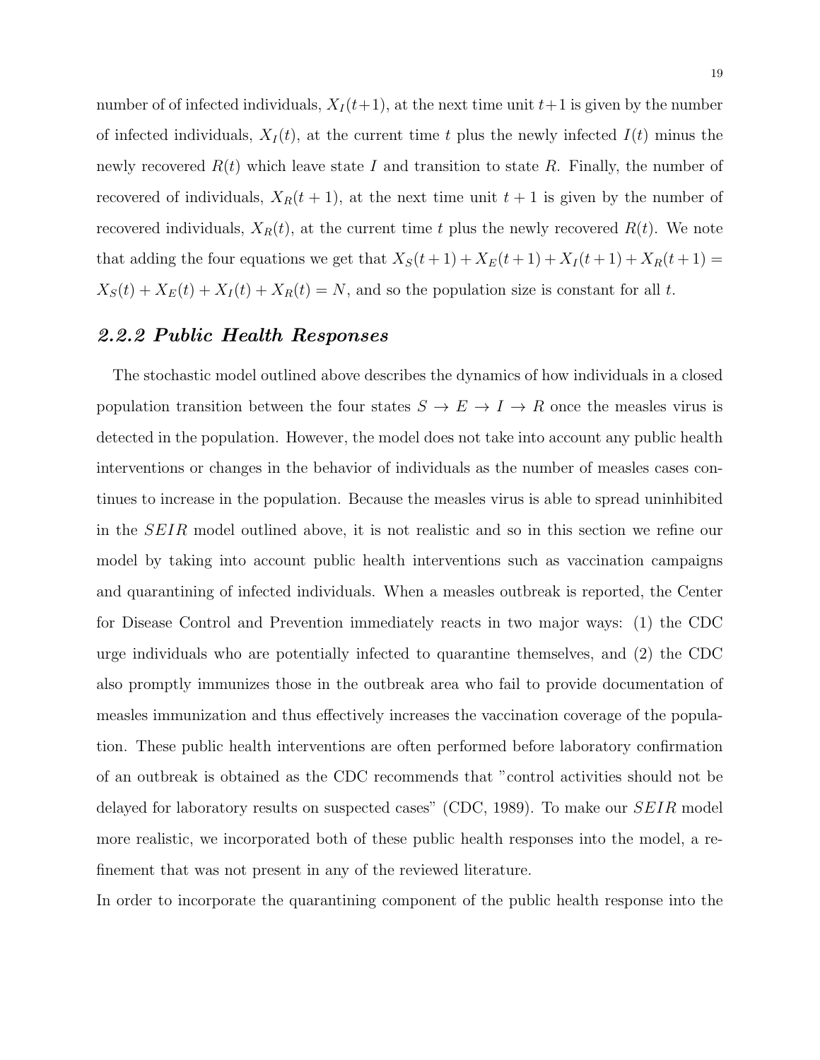number of of infected individuals, $X_I(t+1)$, at the next time unit $t+1$ is given by the number of infected individuals, $X_I(t)$, at the current time $t$ plus the newly infected $I(t)$ minus the newly recovered $R(t)$ which leave state $I$ and transition to state $R$. Finally, the number of recovered of individuals, $X_R(t+1)$, at the next time unit $t+1$ is given by the number of recovered individuals, $X_R(t)$, at the current time $t$ plus the newly recovered $R(t)$. We note that adding the four equations we get that $X_S(t+1) + X_E(t+1) + X_I(t+1) + X_R(t+1) = X_S(t) + X_E(t) + X_I(t) + X_R(t) = N$, and so the population size is constant for all $t$.

### *2.2.2 Public Health Responses*

The stochastic model outlined above describes the dynamics of how individuals in a closed population transition between the four states $S \rightarrow E \rightarrow I \rightarrow R$ once the measles virus is detected in the population. However, the model does not take into account any public health interventions or changes in the behavior of individuals as the number of measles cases continues to increase in the population. Because the measles virus is able to spread uninhibited in the $SEIR$ model outlined above, it is not realistic and so in this section we refine our model by taking into account public health interventions such as vaccination campaigns and quarantining of infected individuals. When a measles outbreak is reported, the Center for Disease Control and Prevention immediately reacts in two major ways: (1) the CDC urge individuals who are potentially infected to quarantine themselves, and (2) the CDC also promptly immunizes those in the outbreak area who fail to provide documentation of measles immunization and thus effectively increases the vaccination coverage of the population. These public health interventions are often performed before laboratory confirmation of an outbreak is obtained as the CDC recommends that "control activities should not be delayed for laboratory results on suspected cases" (CDC, 1989). To make our $SEIR$ model more realistic, we incorporated both of these public health responses into the model, a refinement that was not present in any of the reviewed literature.

In order to incorporate the quarantining component of the public health response into the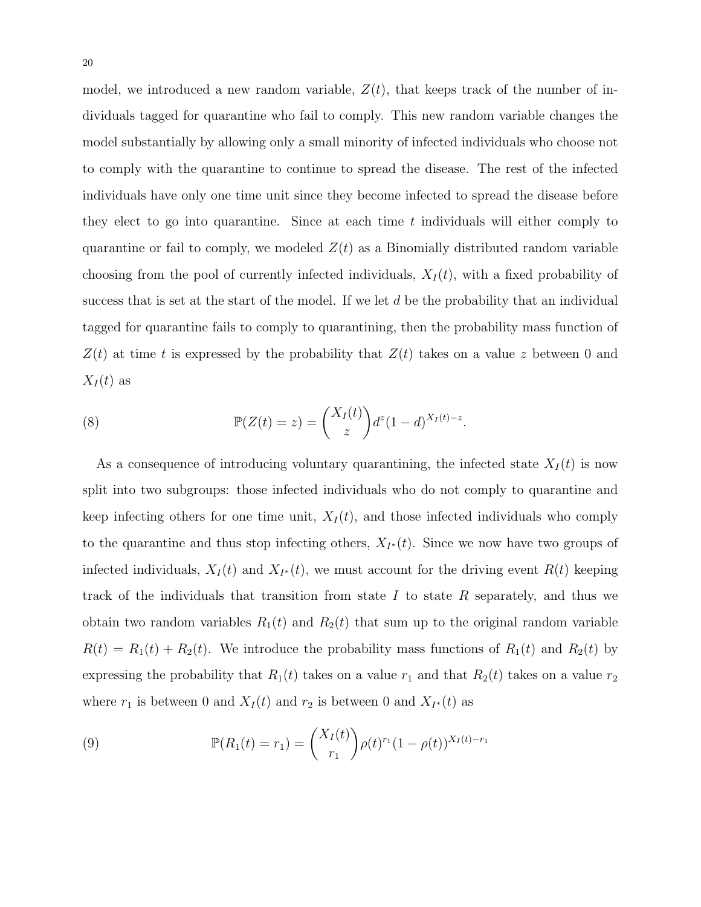model, we introduced a new random variable, $Z(t)$, that keeps track of the number of individuals tagged for quarantine who fail to comply. This new random variable changes the model substantially by allowing only a small minority of infected individuals who choose not to comply with the quarantine to continue to spread the disease. The rest of the infected individuals have only one time unit since they become infected to spread the disease before they elect to go into quarantine. Since at each time $t$ individuals will either comply to quarantine or fail to comply, we modeled $Z(t)$ as a Binomially distributed random variable choosing from the pool of currently infected individuals, $X_I(t)$, with a fixed probability of success that is set at the start of the model. If we let $d$ be the probability that an individual tagged for quarantine fails to comply to quarantining, then the probability mass function of $Z(t)$ at time $t$ is expressed by the probability that $Z(t)$ takes on a value $z$ between 0 and $X_I(t)$ as

$$\mathbb{P}(Z(t) = z) = \binom{X_I(t)}{z} d^z (1-d)^{X_I(t)-z}. \tag{8}$$

As a consequence of introducing voluntary quarantining, the infected state $X_I(t)$ is now split into two subgroups: those infected individuals who do not comply to quarantine and keep infecting others for one time unit, $X_I(t)$, and those infected individuals who comply to the quarantine and thus stop infecting others, $X_{I^*}(t)$. Since we now have two groups of infected individuals, $X_I(t)$ and $X_{I^*}(t)$, we must account for the driving event $R(t)$ keeping track of the individuals that transition from state $I$ to state $R$ separately, and thus we obtain two random variables $R_1(t)$ and $R_2(t)$ that sum up to the original random variable $R(t) = R_1(t) + R_2(t)$. We introduce the probability mass functions of $R_1(t)$ and $R_2(t)$ by expressing the probability that $R_1(t)$ takes on a value $r_1$ and that $R_2(t)$ takes on a value $r_2$ where $r_1$ is between 0 and $X_I(t)$ and $r_2$ is between 0 and $X_{I^*}(t)$ as

$$\mathbb{P}(R_1(t) = r_1) = \binom{X_I(t)}{r_1} \rho(t)^{r_1} (1-\rho(t))^{X_I(t)-r_1} \tag{9}$$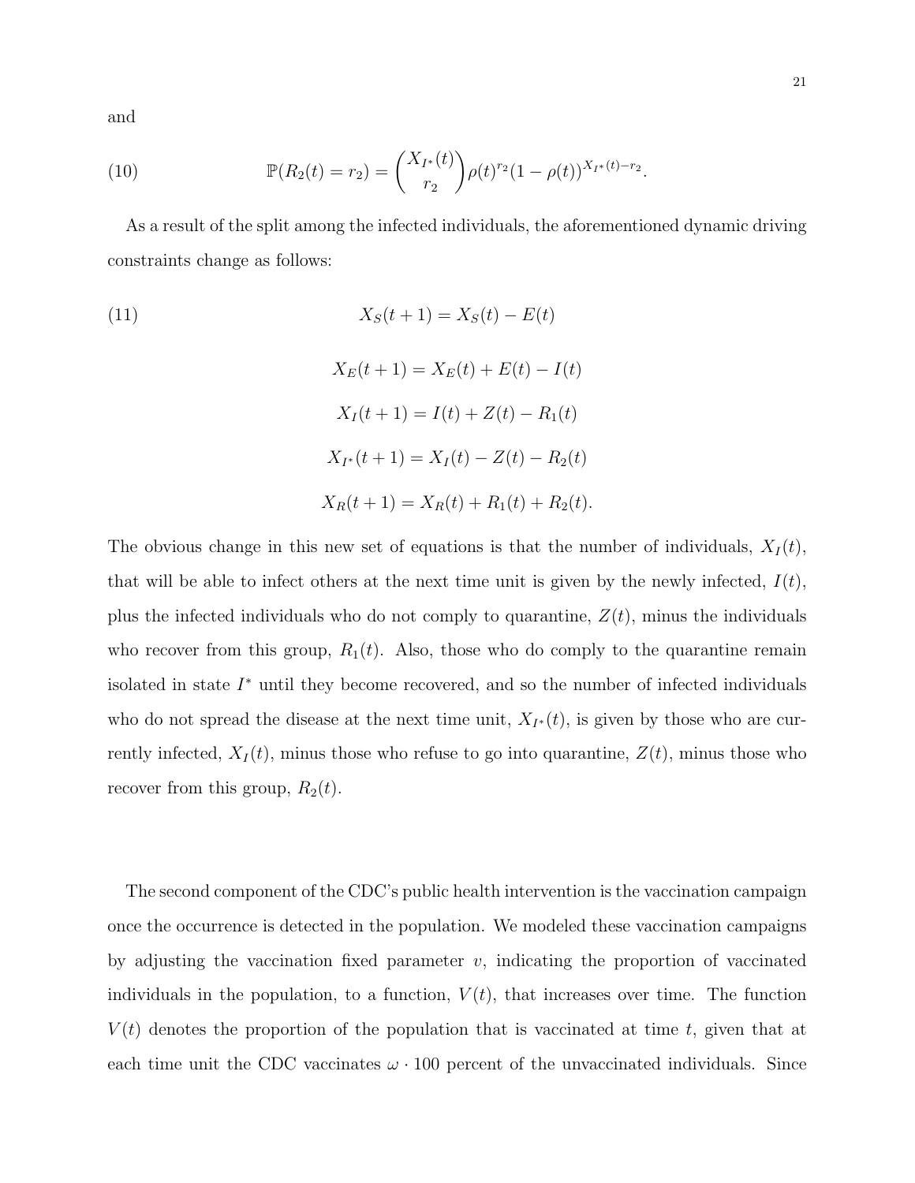and

$$\mathbb{P}(R_2(t) = r_2) = \binom{X_{I^*}(t)}{r_2} \rho(t)^{r_2} (1 - \rho(t))^{X_{I^*}(t) - r_2}. \tag{10}$$

As a result of the split among the infected individuals, the aforementioned dynamic driving constraints change as follows:

$$\begin{aligned} X_S(t+1) &= X_S(t) - E(t) \\ X_E(t+1) &= X_E(t) + E(t) - I(t) \\ X_I(t+1) &= I(t) + Z(t) - R_1(t) \\ X_{I^*}(t+1) &= X_I(t) - Z(t) - R_2(t) \\ X_R(t+1) &= X_R(t) + R_1(t) + R_2(t). \end{aligned} \tag{11}$$

The obvious change in this new set of equations is that the number of individuals, $X_I(t)$, that will be able to infect others at the next time unit is given by the newly infected, $I(t)$, plus the infected individuals who do not comply to quarantine, $Z(t)$, minus the individuals who recover from this group, $R_1(t)$. Also, those who do comply to the quarantine remain isolated in state $I^*$ until they become recovered, and so the number of infected individuals who do not spread the disease at the next time unit, $X_{I^*}(t)$, is given by those who are currently infected, $X_I(t)$, minus those who refuse to go into quarantine, $Z(t)$, minus those who recover from this group, $R_2(t)$.

The second component of the CDC's public health intervention is the vaccination campaign once the occurrence is detected in the population. We modeled these vaccination campaigns by adjusting the vaccination fixed parameter $v$, indicating the proportion of vaccinated individuals in the population, to a function, $V(t)$, that increases over time. The function $V(t)$ denotes the proportion of the population that is vaccinated at time $t$, given that at each time unit the CDC vaccinates $\omega \cdot 100$ percent of the unvaccinated individuals. Since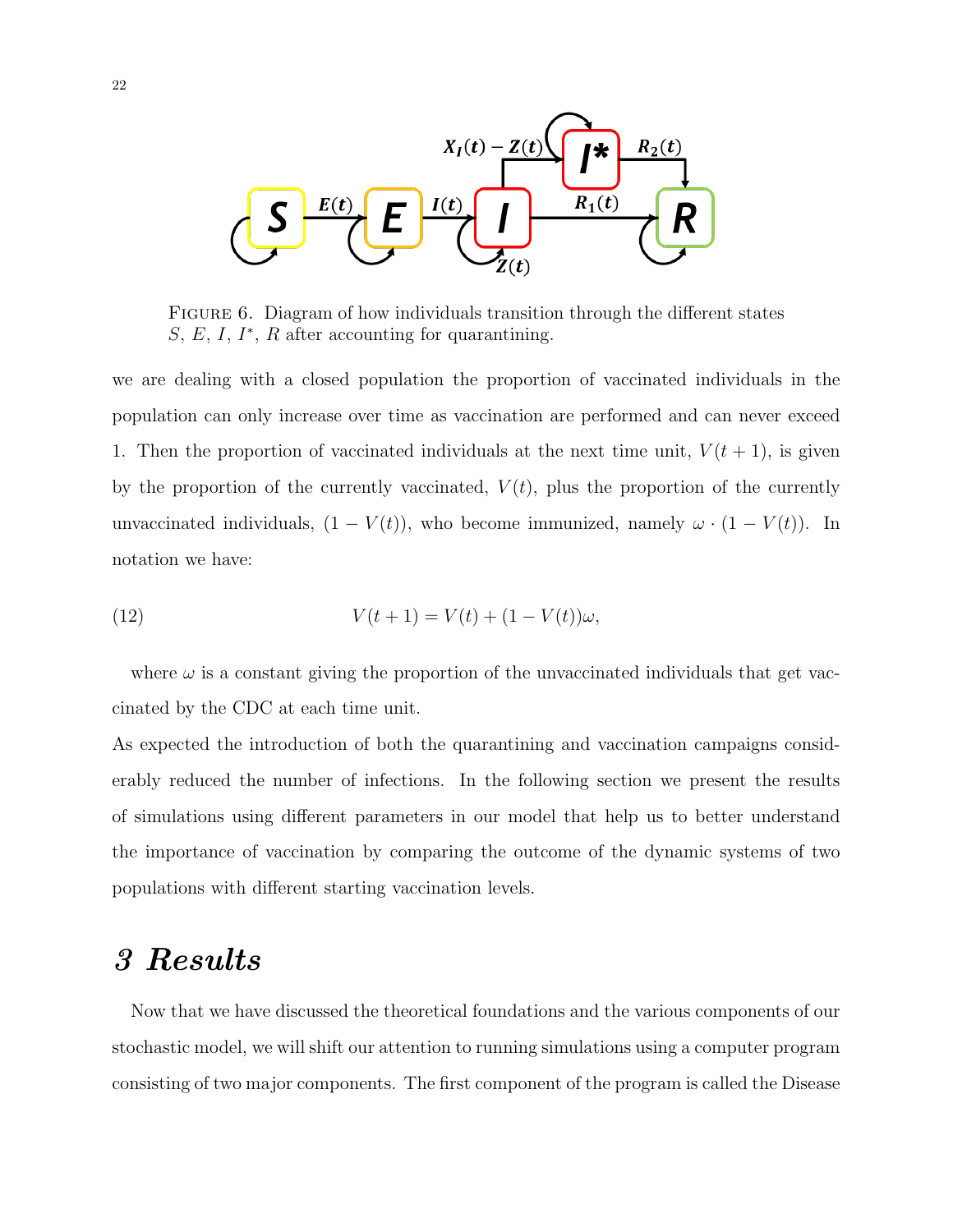FIGURE 6. Diagram of how individuals transition through the different states $S$, $E$, $I$, $I^*$, $R$ after accounting for quarantining.

we are dealing with a closed population the proportion of vaccinated individuals in the population can only increase over time as vaccination are performed and can never exceed 1. Then the proportion of vaccinated individuals at the next time unit, $V(t+1)$, is given by the proportion of the currently vaccinated, $V(t)$, plus the proportion of the currently unvaccinated individuals, $(1 - V(t))$, who become immunized, namely $\omega \cdot (1 - V(t))$. In notation we have:

$$V(t+1) = V(t) + (1 - V(t))\omega, \tag{12}$$

where $\omega$ is a constant giving the proportion of the unvaccinated individuals that get vaccinated by the CDC at each time unit.

As expected the introduction of both the quarantining and vaccination campaigns considerably reduced the number of infections. In the following section we present the results of simulations using different parameters in our model that help us to better understand the importance of vaccination by comparing the outcome of the dynamic systems of two populations with different starting vaccination levels.

# *3 Results*

Now that we have discussed the theoretical foundations and the various components of our stochastic model, we will shift our attention to running simulations using a computer program consisting of two major components. The first component of the program is called the Disease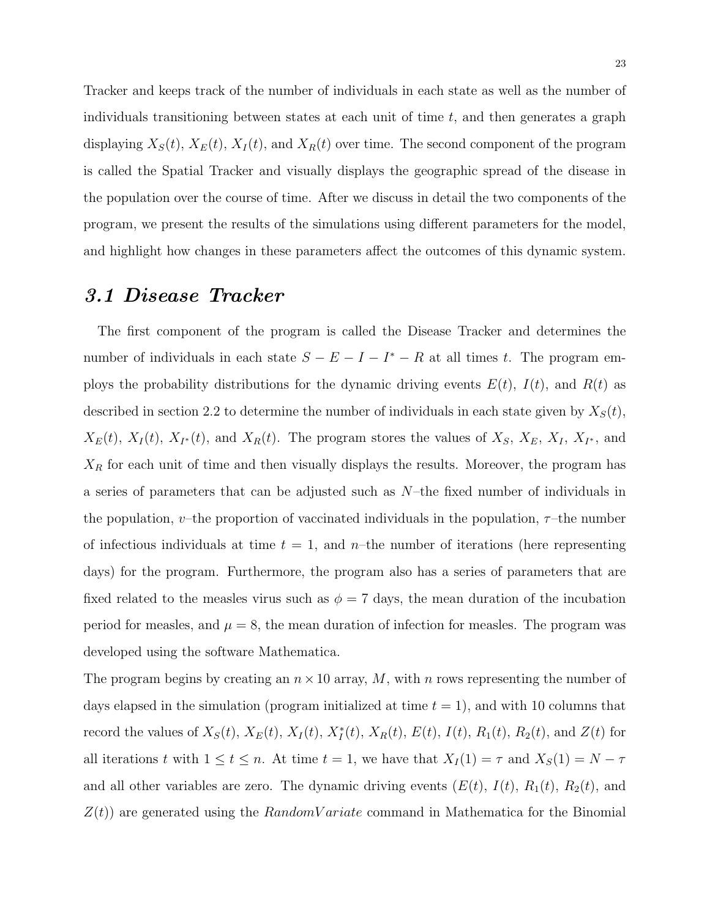Tracker and keeps track of the number of individuals in each state as well as the number of individuals transitioning between states at each unit of time $t$, and then generates a graph displaying $X_S(t)$, $X_E(t)$, $X_I(t)$, and $X_R(t)$ over time. The second component of the program is called the Spatial Tracker and visually displays the geographic spread of the disease in the population over the course of time. After we discuss in detail the two components of the program, we present the results of the simulations using different parameters for the model, and highlight how changes in these parameters affect the outcomes of this dynamic system.

## *3.1 Disease Tracker*

The first component of the program is called the Disease Tracker and determines the number of individuals in each state $S - E - I - I^* - R$ at all times $t$. The program employs the probability distributions for the dynamic driving events $E(t)$, $I(t)$, and $R(t)$ as described in section 2.2 to determine the number of individuals in each state given by $X_S(t)$, $X_E(t)$, $X_I(t)$, $X_{I^*}(t)$, and $X_R(t)$. The program stores the values of $X_S$, $X_E$, $X_I$, $X_{I^*}$, and $X_R$ for each unit of time and then visually displays the results. Moreover, the program has a series of parameters that can be adjusted such as $N$–the fixed number of individuals in the population, $v$–the proportion of vaccinated individuals in the population, $\tau$–the number of infectious individuals at time $t = 1$, and $n$–the number of iterations (here representing days) for the program. Furthermore, the program also has a series of parameters that are fixed related to the measles virus such as $\phi = 7$ days, the mean duration of the incubation period for measles, and $\mu = 8$, the mean duration of infection for measles. The program was developed using the software Mathematica.

The program begins by creating an $n \times 10$ array, $M$, with $n$ rows representing the number of days elapsed in the simulation (program initialized at time $t = 1$), and with 10 columns that record the values of $X_S(t)$, $X_E(t)$, $X_I(t)$, $X_I^*(t)$, $X_R(t)$, $E(t)$, $I(t)$, $R_1(t)$, $R_2(t)$, and $Z(t)$ for all iterations $t$ with $1 \leq t \leq n$. At time $t = 1$, we have that $X_I(1) = \tau$ and $X_S(1) = N - \tau$ and all other variables are zero. The dynamic driving events ($E(t)$, $I(t)$, $R_1(t)$, $R_2(t)$, and $Z(t)$) are generated using the *RandomVariate* command in Mathematica for the Binomial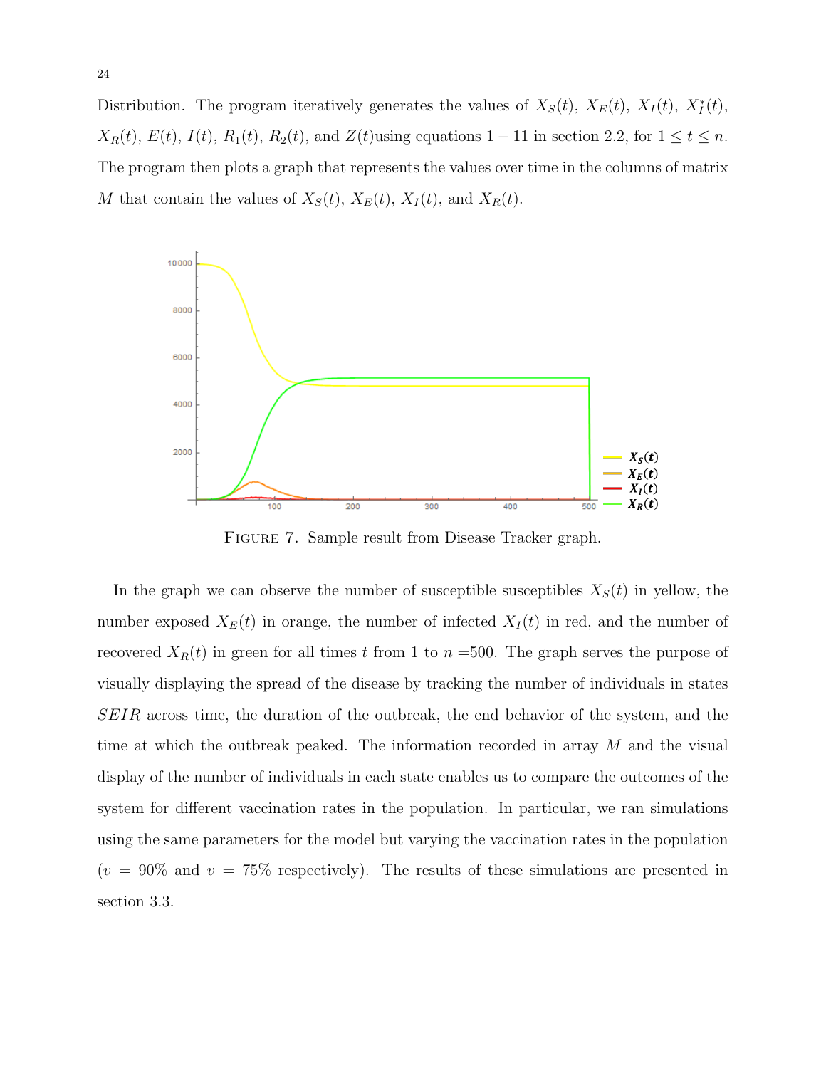Distribution. The program iteratively generates the values of $X_S(t)$, $X_E(t)$, $X_I(t)$, $X_I^*(t)$, $X_R(t)$, $E(t)$, $I(t)$, $R_1(t)$, $R_2(t)$, and $Z(t)$using equations $1-11$ in section 2.2, for $1 \leq t \leq n$. The program then plots a graph that represents the values over time in the columns of matrix $M$ that contain the values of $X_S(t)$, $X_E(t)$, $X_I(t)$, and $X_R(t)$.

FIGURE 7. Sample result from Disease Tracker graph.

In the graph we can observe the number of susceptible susceptibles $X_S(t)$ in yellow, the number exposed $X_E(t)$ in orange, the number of infected $X_I(t)$ in red, and the number of recovered $X_R(t)$ in green for all times $t$ from 1 to $n$ =500. The graph serves the purpose of visually displaying the spread of the disease by tracking the number of individuals in states $SEIR$ across time, the duration of the outbreak, the end behavior of the system, and the time at which the outbreak peaked. The information recorded in array $M$ and the visual display of the number of individuals in each state enables us to compare the outcomes of the system for different vaccination rates in the population. In particular, we ran simulations using the same parameters for the model but varying the vaccination rates in the population ($v$ = 90% and $v$ = 75% respectively). The results of these simulations are presented in section 3.3.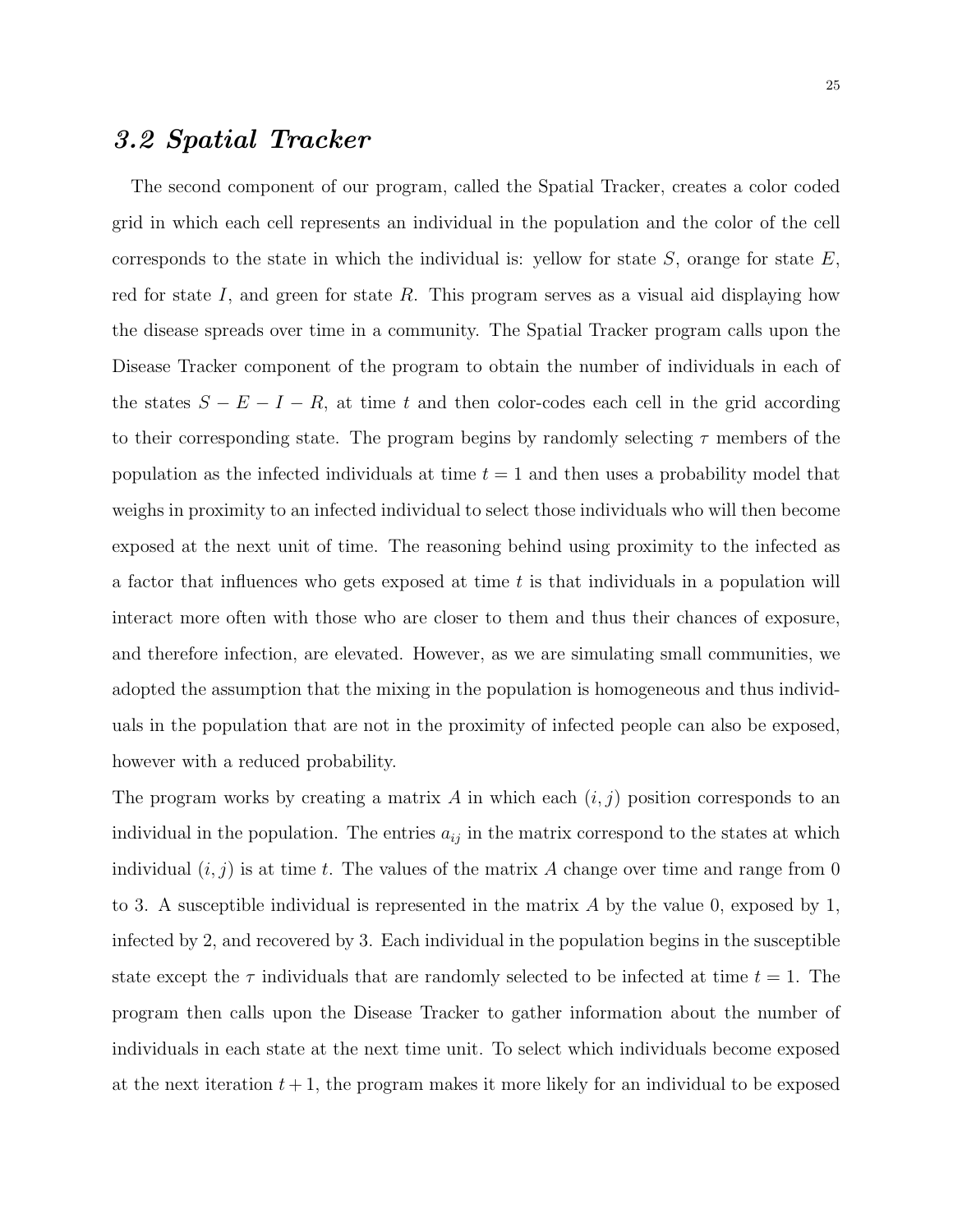## *3.2 Spatial Tracker*

The second component of our program, called the Spatial Tracker, creates a color coded grid in which each cell represents an individual in the population and the color of the cell corresponds to the state in which the individual is: yellow for state $S$, orange for state $E$, red for state $I$, and green for state $R$. This program serves as a visual aid displaying how the disease spreads over time in a community. The Spatial Tracker program calls upon the Disease Tracker component of the program to obtain the number of individuals in each of the states $S-E-I-R$, at time $t$ and then color-codes each cell in the grid according to their corresponding state. The program begins by randomly selecting $\tau$ members of the population as the infected individuals at time $t=1$ and then uses a probability model that weighs in proximity to an infected individual to select those individuals who will then become exposed at the next unit of time. The reasoning behind using proximity to the infected as a factor that influences who gets exposed at time $t$ is that individuals in a population will interact more often with those who are closer to them and thus their chances of exposure, and therefore infection, are elevated. However, as we are simulating small communities, we adopted the assumption that the mixing in the population is homogeneous and thus individuals in the population that are not in the proximity of infected people can also be exposed, however with a reduced probability.

The program works by creating a matrix $A$ in which each $(i,j)$ position corresponds to an individual in the population. The entries $a_{ij}$ in the matrix correspond to the states at which individual $(i,j)$ is at time $t$. The values of the matrix $A$ change over time and range from 0 to 3. A susceptible individual is represented in the matrix $A$ by the value 0, exposed by 1, infected by 2, and recovered by 3. Each individual in the population begins in the susceptible state except the $\tau$ individuals that are randomly selected to be infected at time $t=1$. The program then calls upon the Disease Tracker to gather information about the number of individuals in each state at the next time unit. To select which individuals become exposed at the next iteration $t+1$, the program makes it more likely for an individual to be exposed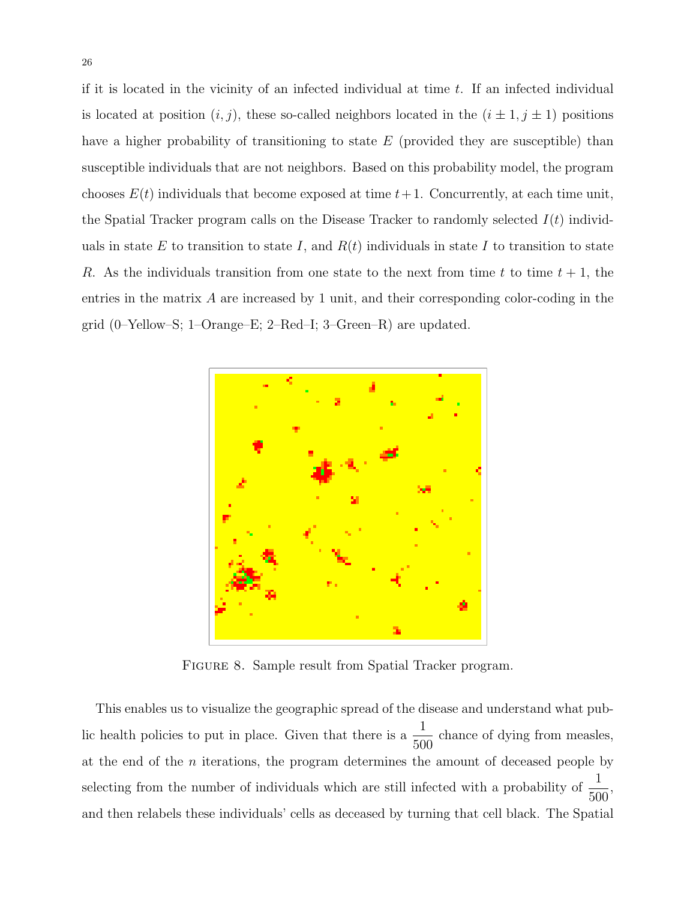if it is located in the vicinity of an infected individual at time $t$. If an infected individual is located at position $(i, j)$, these so-called neighbors located in the $(i \pm 1, j \pm 1)$ positions have a higher probability of transitioning to state $E$ (provided they are susceptible) than susceptible individuals that are not neighbors. Based on this probability model, the program chooses $E(t)$ individuals that become exposed at time $t+1$. Concurrently, at each time unit, the Spatial Tracker program calls on the Disease Tracker to randomly selected $I(t)$ individuals in state $E$ to transition to state $I$, and $R(t)$ individuals in state $I$ to transition to state $R$. As the individuals transition from one state to the next from time $t$ to time $t+1$, the entries in the matrix $A$ are increased by 1 unit, and their corresponding color-coding in the grid (0–Yellow–S; 1–Orange–E; 2–Red–I; 3–Green–R) are updated.

Figure 8. Sample result from Spatial Tracker program.

This enables us to visualize the geographic spread of the disease and understand what public health policies to put in place. Given that there is a $\frac{1}{500}$ chance of dying from measles, at the end of the $n$ iterations, the program determines the amount of deceased people by selecting from the number of individuals which are still infected with a probability of $\frac{1}{500}$, and then relabels these individuals' cells as deceased by turning that cell black. The Spatial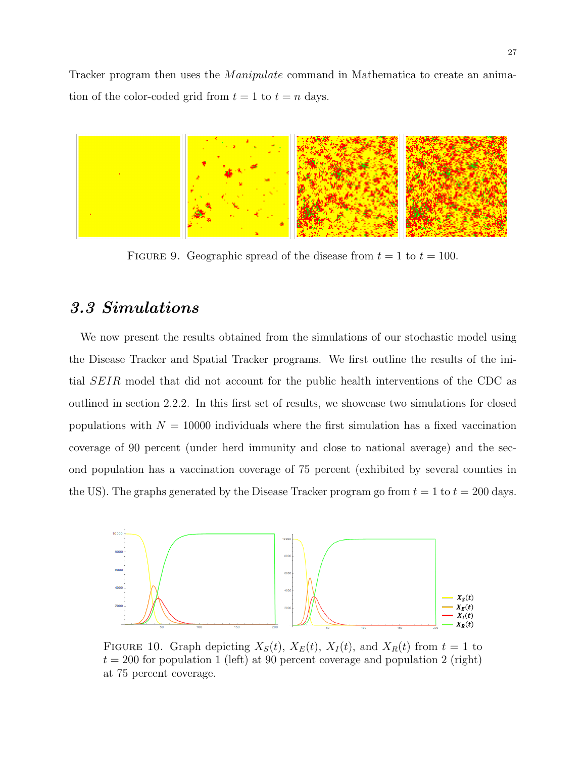Tracker program then uses the *Manipulate* command in Mathematica to create an animation of the color-coded grid from $t = 1$ to $t = n$ days.

FIGURE 9. Geographic spread of the disease from $t = 1$ to $t = 100$.

## *3.3 Simulations*

We now present the results obtained from the simulations of our stochastic model using the Disease Tracker and Spatial Tracker programs. We first outline the results of the initial $SEIR$ model that did not account for the public health interventions of the CDC as outlined in section 2.2.2. In this first set of results, we showcase two simulations for closed populations with $N = 10000$ individuals where the first simulation has a fixed vaccination coverage of 90 percent (under herd immunity and close to national average) and the second population has a vaccination coverage of 75 percent (exhibited by several counties in the US). The graphs generated by the Disease Tracker program go from $t = 1$ to $t = 200$ days.

FIGURE 10. Graph depicting $X_S(t)$, $X_E(t)$, $X_I(t)$, and $X_R(t)$ from $t = 1$ to $t = 200$ for population 1 (left) at 90 percent coverage and population 2 (right) at 75 percent coverage.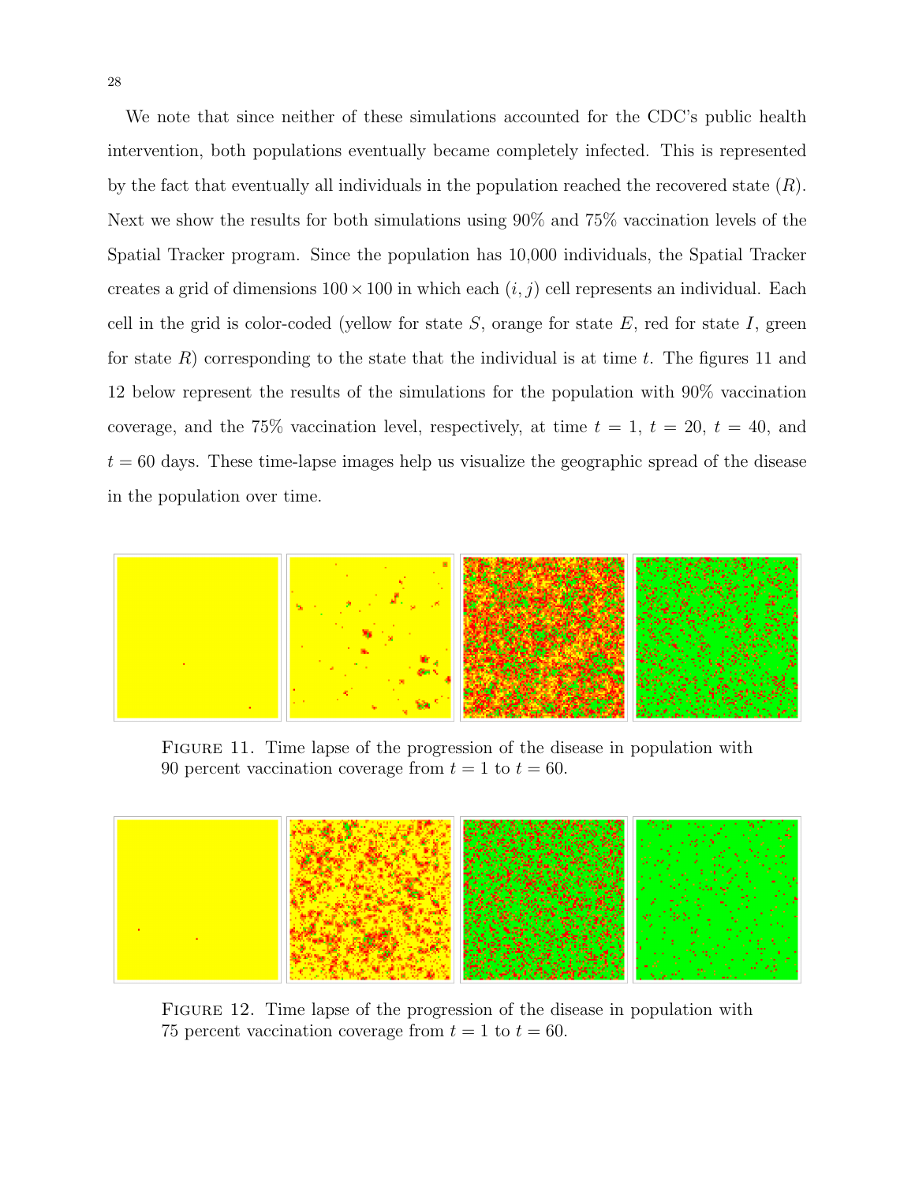We note that since neither of these simulations accounted for the CDC's public health intervention, both populations eventually became completely infected. This is represented by the fact that eventually all individuals in the population reached the recovered state ($R$). Next we show the results for both simulations using 90% and 75% vaccination levels of the Spatial Tracker program. Since the population has 10,000 individuals, the Spatial Tracker creates a grid of dimensions $100 \times 100$ in which each $(i, j)$ cell represents an individual. Each cell in the grid is color-coded (yellow for state $S$, orange for state $E$, red for state $I$, green for state $R$) corresponding to the state that the individual is at time $t$. The figures 11 and 12 below represent the results of the simulations for the population with 90% vaccination coverage, and the 75% vaccination level, respectively, at time $t = 1$, $t = 20$, $t = 40$, and $t = 60$ days. These time-lapse images help us visualize the geographic spread of the disease in the population over time.

FIGURE 11. Time lapse of the progression of the disease in population with 90 percent vaccination coverage from $t = 1$ to $t = 60$.

FIGURE 12. Time lapse of the progression of the disease in population with 75 percent vaccination coverage from $t = 1$ to $t = 60$.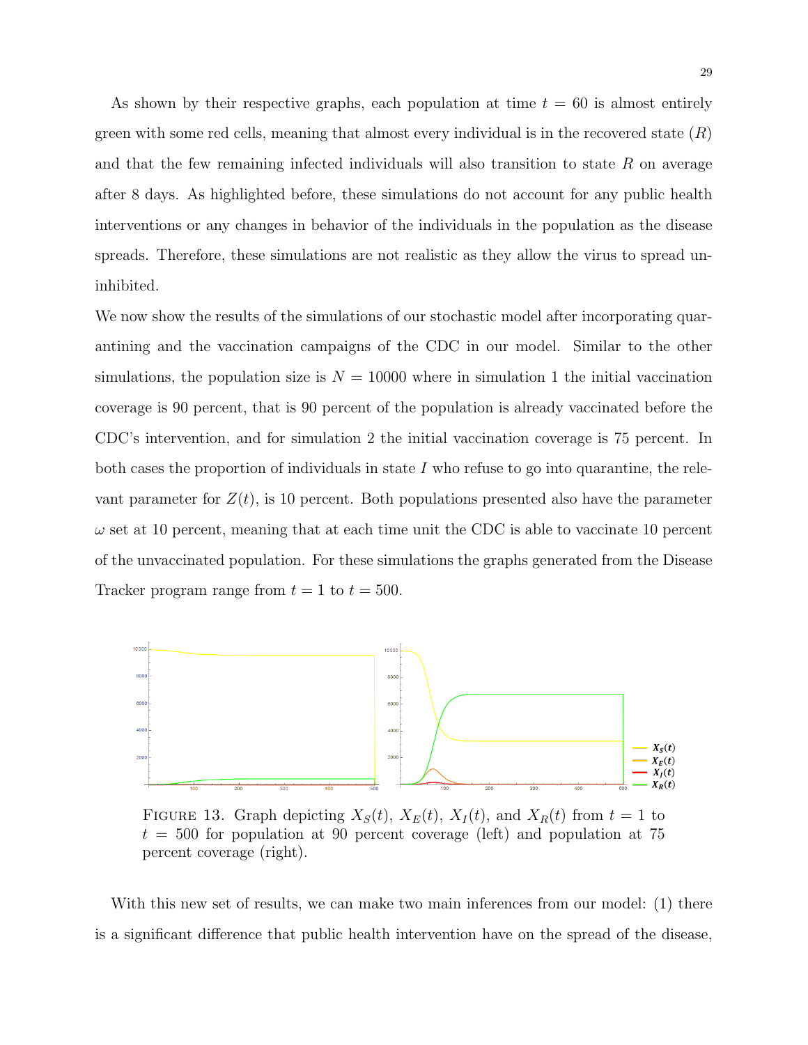As shown by their respective graphs, each population at time $t = 60$ is almost entirely green with some red cells, meaning that almost every individual is in the recovered state ($R$) and that the few remaining infected individuals will also transition to state $R$ on average after 8 days. As highlighted before, these simulations do not account for any public health interventions or any changes in behavior of the individuals in the population as the disease spreads. Therefore, these simulations are not realistic as they allow the virus to spread uninhibited.

We now show the results of the simulations of our stochastic model after incorporating quarantining and the vaccination campaigns of the CDC in our model. Similar to the other simulations, the population size is $N = 10000$ where in simulation 1 the initial vaccination coverage is 90 percent, that is 90 percent of the population is already vaccinated before the CDC's intervention, and for simulation 2 the initial vaccination coverage is 75 percent. In both cases the proportion of individuals in state $I$ who refuse to go into quarantine, the relevant parameter for $Z(t)$, is 10 percent. Both populations presented also have the parameter $\omega$ set at 10 percent, meaning that at each time unit the CDC is able to vaccinate 10 percent of the unvaccinated population. For these simulations the graphs generated from the Disease Tracker program range from $t = 1$ to $t = 500$.

FIGURE 13. Graph depicting $X_S(t)$, $X_E(t)$, $X_I(t)$, and $X_R(t)$ from $t = 1$ to $t = 500$ for population at 90 percent coverage (left) and population at 75 percent coverage (right).

With this new set of results, we can make two main inferences from our model: (1) there is a significant difference that public health intervention have on the spread of the disease,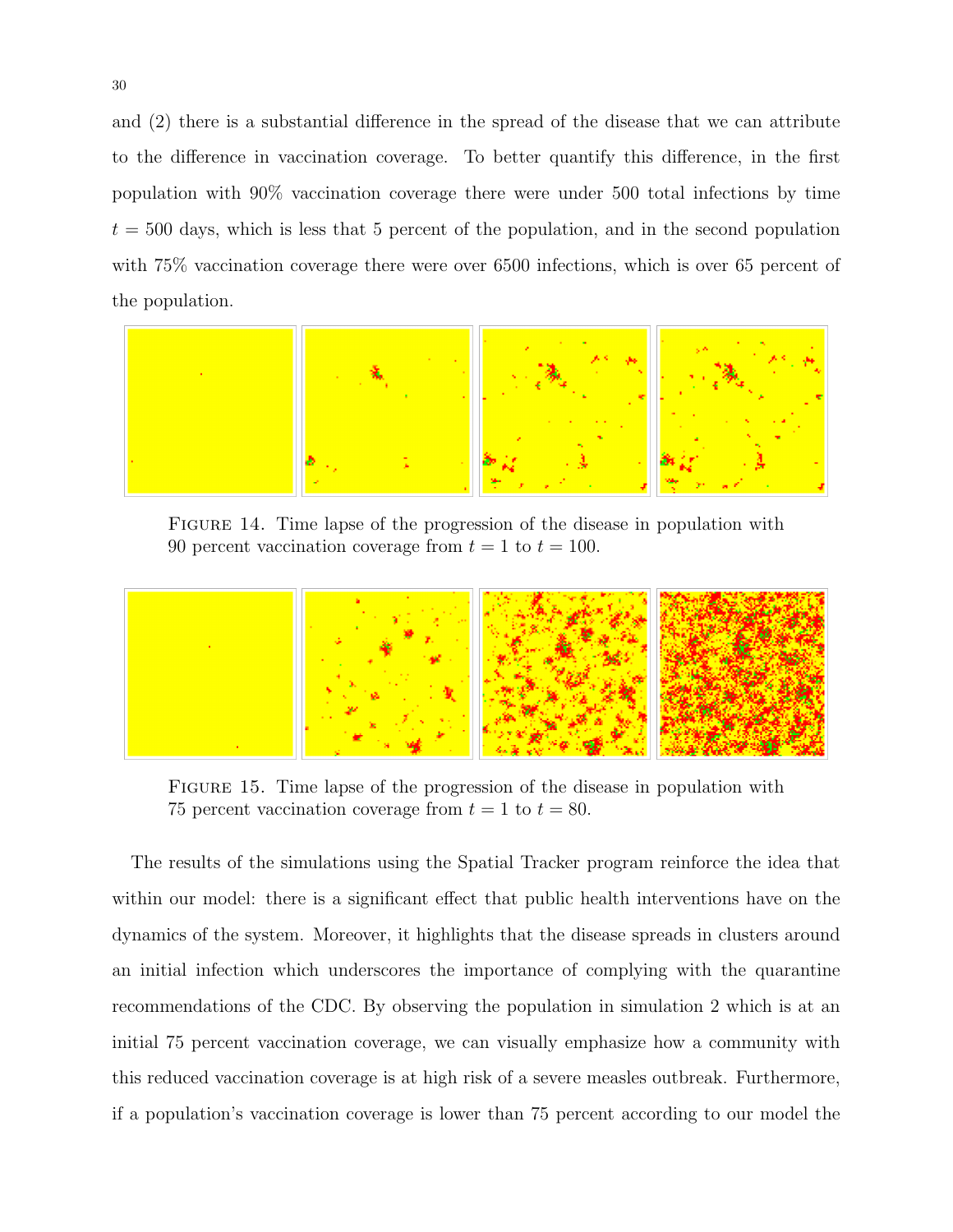and (2) there is a substantial difference in the spread of the disease that we can attribute to the difference in vaccination coverage. To better quantify this difference, in the first population with 90% vaccination coverage there were under 500 total infections by time $t = 500$ days, which is less that 5 percent of the population, and in the second population with 75% vaccination coverage there were over 6500 infections, which is over 65 percent of the population.

FIGURE 14. Time lapse of the progression of the disease in population with 90 percent vaccination coverage from $t = 1$ to $t = 100$.

FIGURE 15. Time lapse of the progression of the disease in population with 75 percent vaccination coverage from $t = 1$ to $t = 80$.

The results of the simulations using the Spatial Tracker program reinforce the idea that within our model: there is a significant effect that public health interventions have on the dynamics of the system. Moreover, it highlights that the disease spreads in clusters around an initial infection which underscores the importance of complying with the quarantine recommendations of the CDC. By observing the population in simulation 2 which is at an initial 75 percent vaccination coverage, we can visually emphasize how a community with this reduced vaccination coverage is at high risk of a severe measles outbreak. Furthermore, if a population's vaccination coverage is lower than 75 percent according to our model the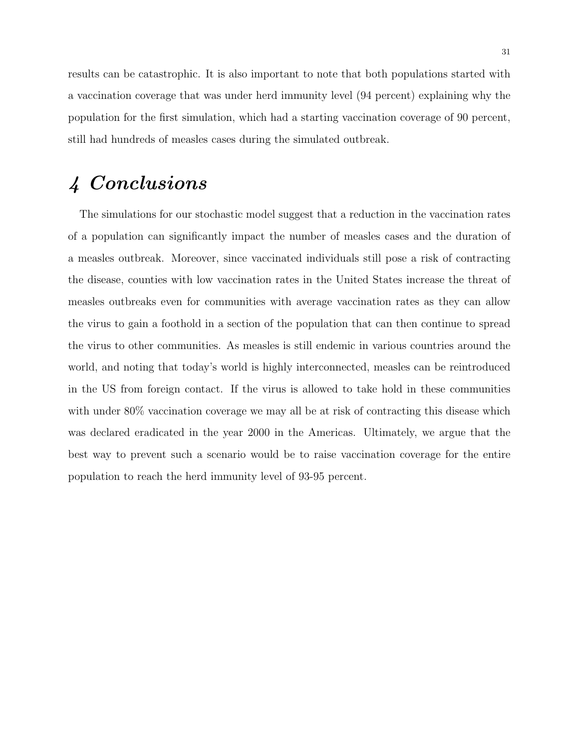results can be catastrophic. It is also important to note that both populations started with a vaccination coverage that was under herd immunity level (94 percent) explaining why the population for the first simulation, which had a starting vaccination coverage of 90 percent, still had hundreds of measles cases during the simulated outbreak.

# *4 Conclusions*

The simulations for our stochastic model suggest that a reduction in the vaccination rates of a population can significantly impact the number of measles cases and the duration of a measles outbreak. Moreover, since vaccinated individuals still pose a risk of contracting the disease, counties with low vaccination rates in the United States increase the threat of measles outbreaks even for communities with average vaccination rates as they can allow the virus to gain a foothold in a section of the population that can then continue to spread the virus to other communities. As measles is still endemic in various countries around the world, and noting that today's world is highly interconnected, measles can be reintroduced in the US from foreign contact. If the virus is allowed to take hold in these communities with under 80% vaccination coverage we may all be at risk of contracting this disease which was declared eradicated in the year 2000 in the Americas. Ultimately, we argue that the best way to prevent such a scenario would be to raise vaccination coverage for the entire population to reach the herd immunity level of 93-95 percent.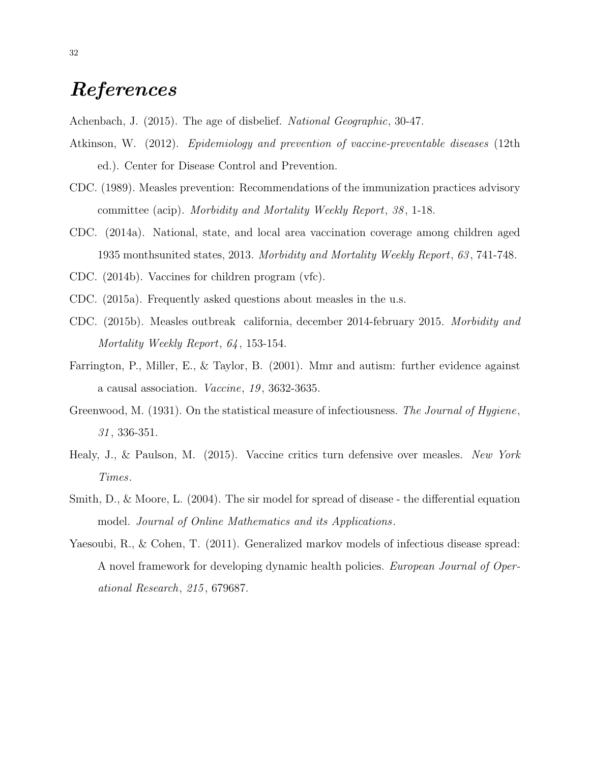# *References*

Achenbach, J. (2015). The age of disbelief. *National Geographic*, 30-47.

Atkinson, W. (2012). *Epidemiology and prevention of vaccine-preventable diseases* (12th ed.). Center for Disease Control and Prevention.

CDC. (1989). Measles prevention: Recommendations of the immunization practices advisory committee (acip). *Morbidity and Mortality Weekly Report*, *38*, 1-18.

CDC. (2014a). National, state, and local area vaccination coverage among children aged 1935 monthsunited states, 2013. *Morbidity and Mortality Weekly Report*, *63*, 741-748.

CDC. (2014b). Vaccines for children program (vfc).

CDC. (2015a). Frequently asked questions about measles in the u.s.

CDC. (2015b). Measles outbreak california, december 2014-february 2015. *Morbidity and Mortality Weekly Report*, *64*, 153-154.

Farrington, P., Miller, E., & Taylor, B. (2001). Mmr and autism: further evidence against a causal association. *Vaccine*, *19*, 3632-3635.

Greenwood, M. (1931). On the statistical measure of infectiousness. *The Journal of Hygiene*, *31*, 336-351.

Healy, J., & Paulson, M. (2015). Vaccine critics turn defensive over measles. *New York Times*.

Smith, D., & Moore, L. (2004). The sir model for spread of disease - the differential equation model. *Journal of Online Mathematics and its Applications*.

Yaesoubi, R., & Cohen, T. (2011). Generalized markov models of infectious disease spread: A novel framework for developing dynamic health policies. *European Journal of Operational Research*, *215*, 679687.